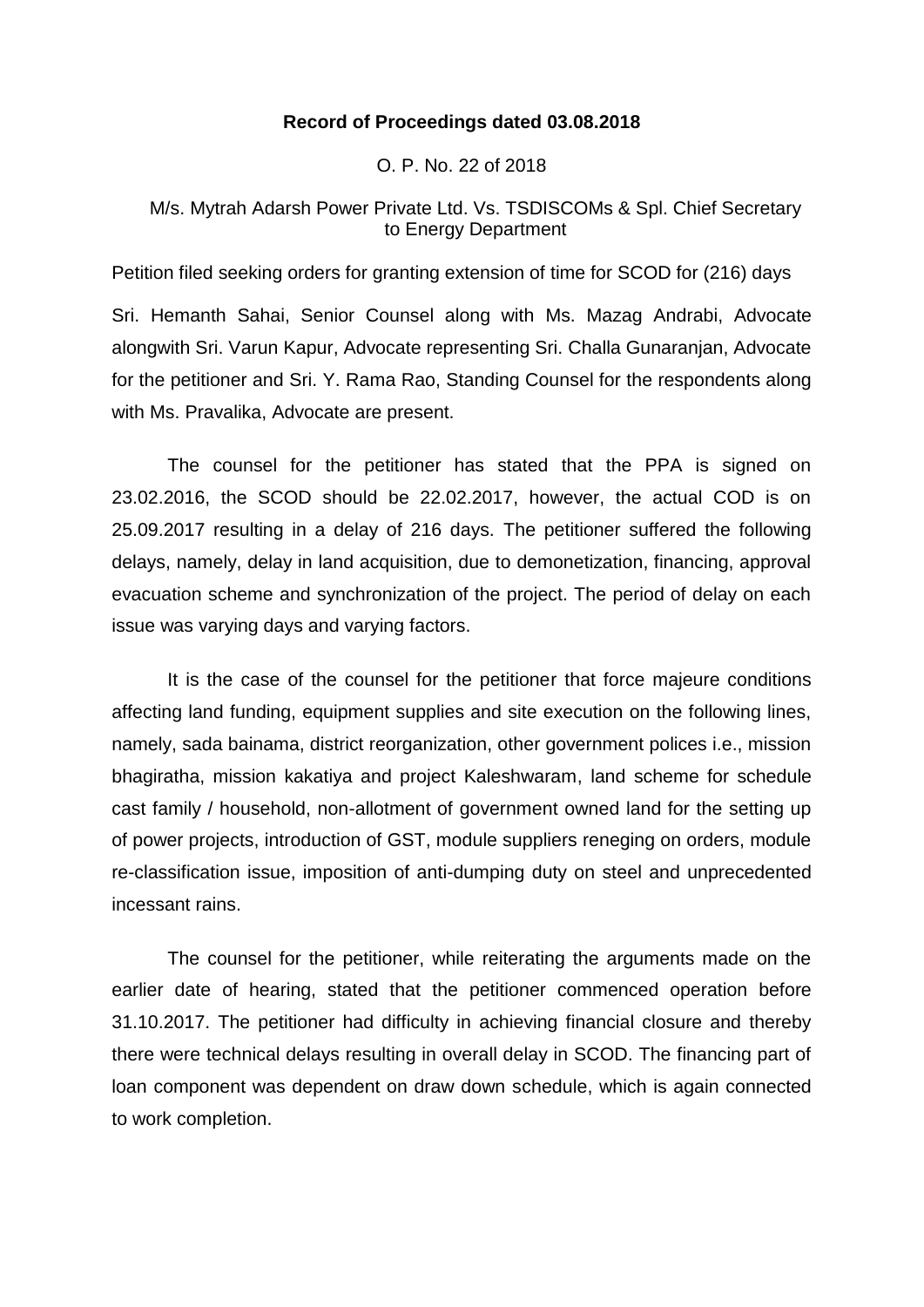**Record of Proceedings dated 03.08.2018**

O. P. No. 22 of 2018

M/s. Mytrah Adarsh Power Private Ltd. Vs. TSDISCOMs & Spl. Chief Secretary to Energy Department

Petition filed seeking orders for granting extension of time for SCOD for (216) days

Sri. Hemanth Sahai, Senior Counsel along with Ms. Mazag Andrabi, Advocate alongwith Sri. Varun Kapur, Advocate representing Sri. Challa Gunaranjan, Advocate for the petitioner and Sri. Y. Rama Rao, Standing Counsel for the respondents along with Ms. Pravalika, Advocate are present.

The counsel for the petitioner has stated that the PPA is signed on 23.02.2016, the SCOD should be 22.02.2017, however, the actual COD is on 25.09.2017 resulting in a delay of 216 days. The petitioner suffered the following delays, namely, delay in land acquisition, due to demonetization, financing, approval evacuation scheme and synchronization of the project. The period of delay on each issue was varying days and varying factors.

It is the case of the counsel for the petitioner that force majeure conditions affecting land funding, equipment supplies and site execution on the following lines, namely, sada bainama, district reorganization, other government polices i.e., mission bhagiratha, mission kakatiya and project Kaleshwaram, land scheme for schedule cast family / household, non-allotment of government owned land for the setting up of power projects, introduction of GST, module suppliers reneging on orders, module re-classification issue, imposition of anti-dumping duty on steel and unprecedented incessant rains.

The counsel for the petitioner, while reiterating the arguments made on the earlier date of hearing, stated that the petitioner commenced operation before 31.10.2017. The petitioner had difficulty in achieving financial closure and thereby there were technical delays resulting in overall delay in SCOD. The financing part of loan component was dependent on draw down schedule, which is again connected to work completion.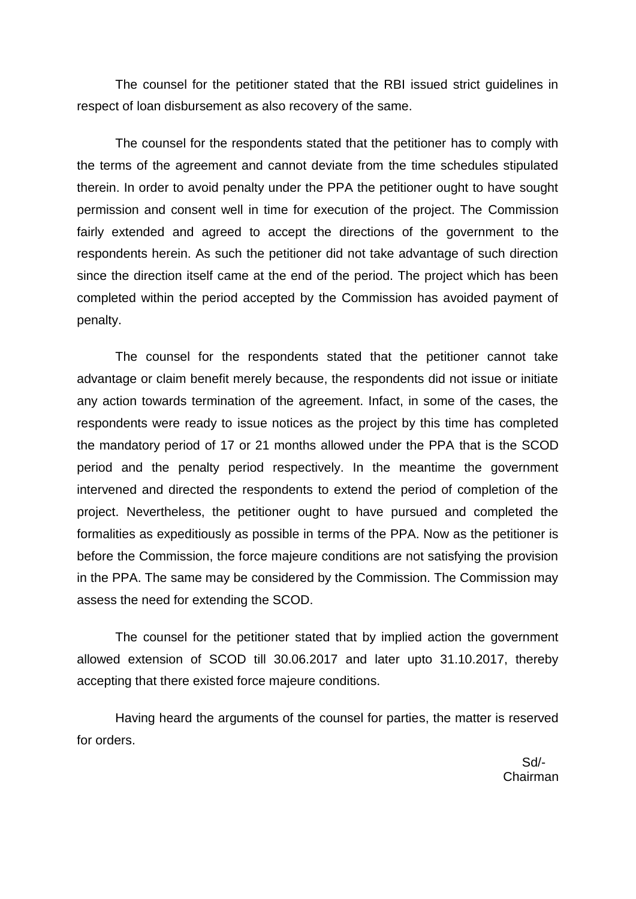The counsel for the petitioner stated that the RBI issued strict guidelines in respect of loan disbursement as also recovery of the same.

The counsel for the respondents stated that the petitioner has to comply with the terms of the agreement and cannot deviate from the time schedules stipulated therein. In order to avoid penalty under the PPA the petitioner ought to have sought permission and consent well in time for execution of the project. The Commission fairly extended and agreed to accept the directions of the government to the respondents herein. As such the petitioner did not take advantage of such direction since the direction itself came at the end of the period. The project which has been completed within the period accepted by the Commission has avoided payment of penalty.

The counsel for the respondents stated that the petitioner cannot take advantage or claim benefit merely because, the respondents did not issue or initiate any action towards termination of the agreement. Infact, in some of the cases, the respondents were ready to issue notices as the project by this time has completed the mandatory period of 17 or 21 months allowed under the PPA that is the SCOD period and the penalty period respectively. In the meantime the government intervened and directed the respondents to extend the period of completion of the project. Nevertheless, the petitioner ought to have pursued and completed the formalities as expeditiously as possible in terms of the PPA. Now as the petitioner is before the Commission, the force majeure conditions are not satisfying the provision in the PPA. The same may be considered by the Commission. The Commission may assess the need for extending the SCOD.

The counsel for the petitioner stated that by implied action the government allowed extension of SCOD till 30.06.2017 and later upto 31.10.2017, thereby accepting that there existed force majeure conditions.

Having heard the arguments of the counsel for parties, the matter is reserved for orders.

Sd/-
Chairman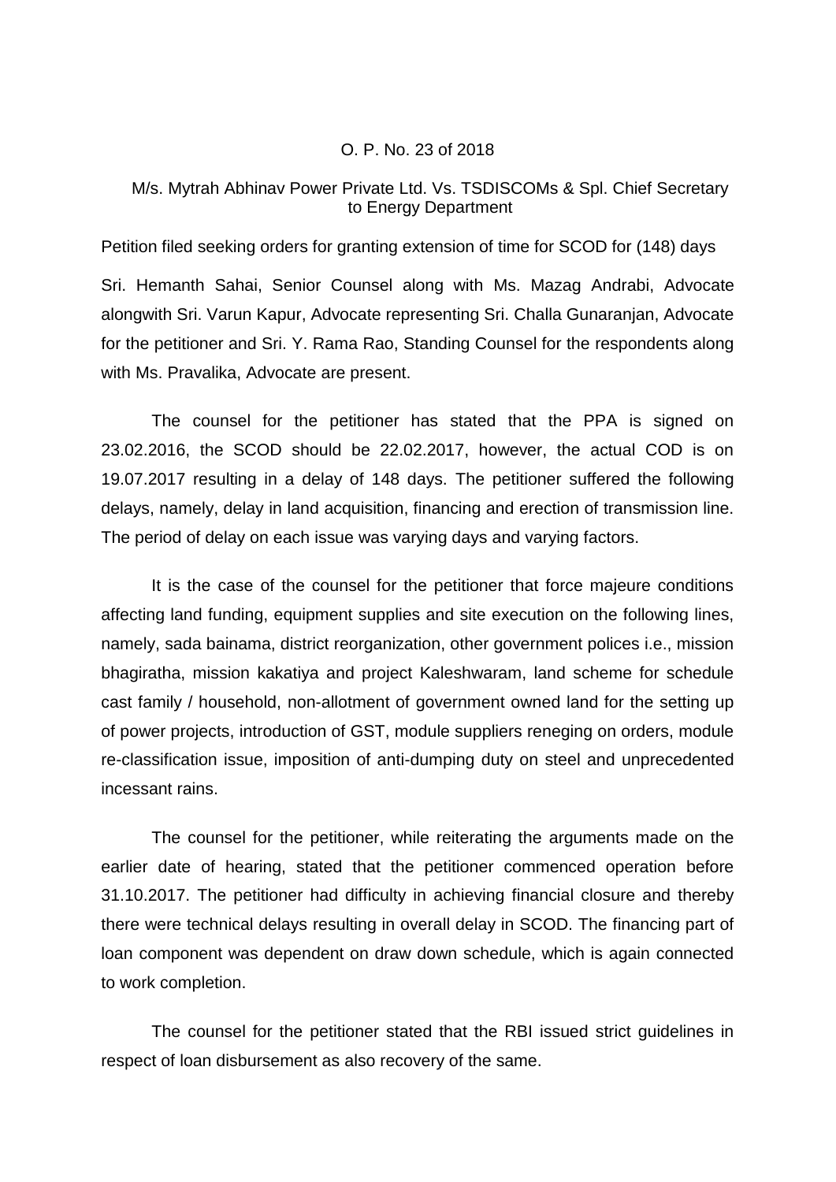O. P. No. 23 of 2018

M/s. Mytrah Abhinav Power Private Ltd. Vs. TSDISCOMs & Spl. Chief Secretary to Energy Department

Petition filed seeking orders for granting extension of time for SCOD for (148) days

Sri. Hemanth Sahai, Senior Counsel along with Ms. Mazag Andrabi, Advocate alongwith Sri. Varun Kapur, Advocate representing Sri. Challa Gunaranjan, Advocate for the petitioner and Sri. Y. Rama Rao, Standing Counsel for the respondents along with Ms. Pravalika, Advocate are present.

The counsel for the petitioner has stated that the PPA is signed on 23.02.2016, the SCOD should be 22.02.2017, however, the actual COD is on 19.07.2017 resulting in a delay of 148 days. The petitioner suffered the following delays, namely, delay in land acquisition, financing and erection of transmission line. The period of delay on each issue was varying days and varying factors.

It is the case of the counsel for the petitioner that force majeure conditions affecting land funding, equipment supplies and site execution on the following lines, namely, sada bainama, district reorganization, other government polices i.e., mission bhagiratha, mission kakatiya and project Kaleshwaram, land scheme for schedule cast family / household, non-allotment of government owned land for the setting up of power projects, introduction of GST, module suppliers reneging on orders, module re-classification issue, imposition of anti-dumping duty on steel and unprecedented incessant rains.

The counsel for the petitioner, while reiterating the arguments made on the earlier date of hearing, stated that the petitioner commenced operation before 31.10.2017. The petitioner had difficulty in achieving financial closure and thereby there were technical delays resulting in overall delay in SCOD. The financing part of loan component was dependent on draw down schedule, which is again connected to work completion.

The counsel for the petitioner stated that the RBI issued strict guidelines in respect of loan disbursement as also recovery of the same.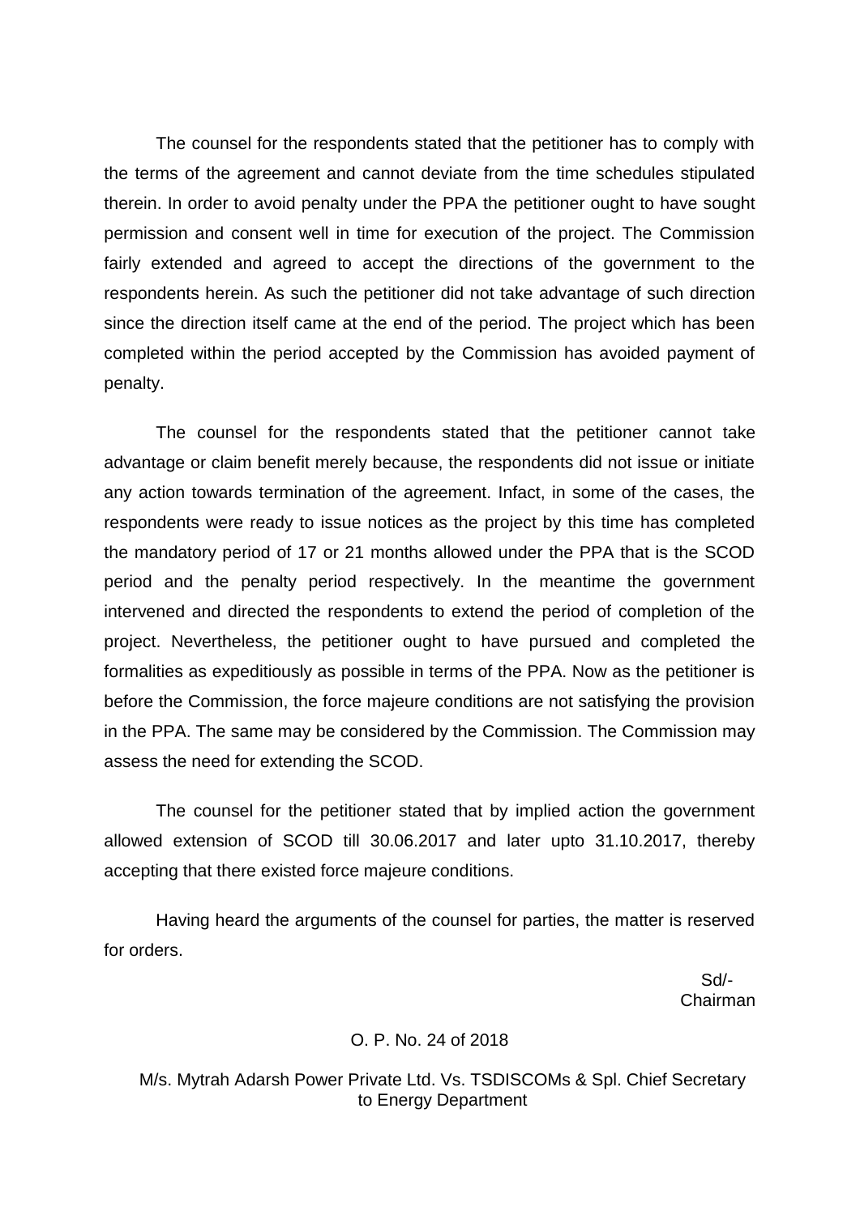The counsel for the respondents stated that the petitioner has to comply with the terms of the agreement and cannot deviate from the time schedules stipulated therein. In order to avoid penalty under the PPA the petitioner ought to have sought permission and consent well in time for execution of the project. The Commission fairly extended and agreed to accept the directions of the government to the respondents herein. As such the petitioner did not take advantage of such direction since the direction itself came at the end of the period. The project which has been completed within the period accepted by the Commission has avoided payment of penalty.

The counsel for the respondents stated that the petitioner cannot take advantage or claim benefit merely because, the respondents did not issue or initiate any action towards termination of the agreement. Infact, in some of the cases, the respondents were ready to issue notices as the project by this time has completed the mandatory period of 17 or 21 months allowed under the PPA that is the SCOD period and the penalty period respectively. In the meantime the government intervened and directed the respondents to extend the period of completion of the project. Nevertheless, the petitioner ought to have pursued and completed the formalities as expeditiously as possible in terms of the PPA. Now as the petitioner is before the Commission, the force majeure conditions are not satisfying the provision in the PPA. The same may be considered by the Commission. The Commission may assess the need for extending the SCOD.

The counsel for the petitioner stated that by implied action the government allowed extension of SCOD till 30.06.2017 and later upto 31.10.2017, thereby accepting that there existed force majeure conditions.

Having heard the arguments of the counsel for parties, the matter is reserved for orders.

Sd/-
Chairman

O. P. No. 24 of 2018

M/s. Mytrah Adarsh Power Private Ltd. Vs. TSDISCOMs & Spl. Chief Secretary to Energy Department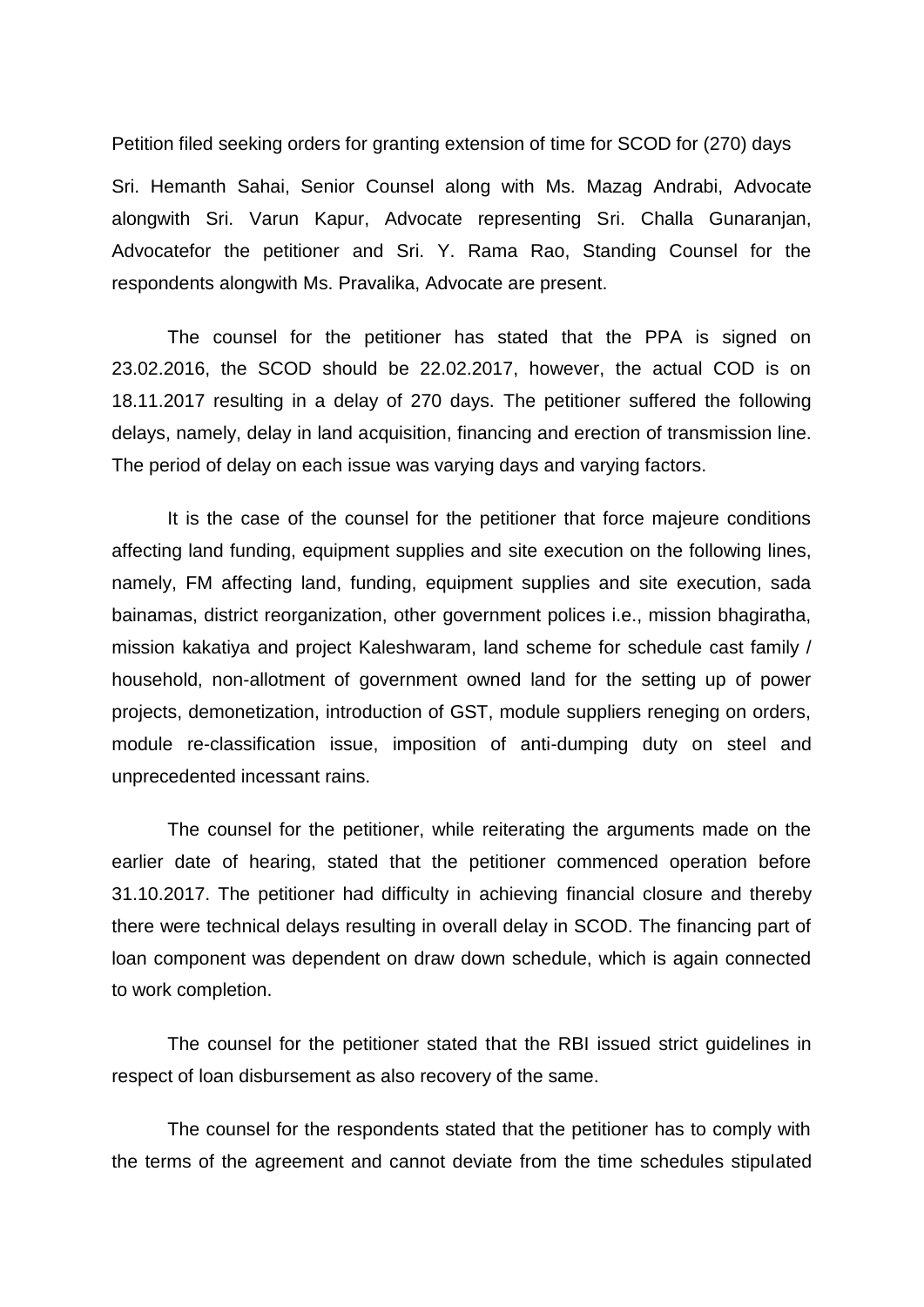Petition filed seeking orders for granting extension of time for SCOD for (270) days

Sri. Hemanth Sahai, Senior Counsel along with Ms. Mazag Andrabi, Advocate alongwith Sri. Varun Kapur, Advocate representing Sri. Challa Gunaranjan, Advocatefor the petitioner and Sri. Y. Rama Rao, Standing Counsel for the respondents alongwith Ms. Pravalika, Advocate are present.

The counsel for the petitioner has stated that the PPA is signed on 23.02.2016, the SCOD should be 22.02.2017, however, the actual COD is on 18.11.2017 resulting in a delay of 270 days. The petitioner suffered the following delays, namely, delay in land acquisition, financing and erection of transmission line. The period of delay on each issue was varying days and varying factors.

It is the case of the counsel for the petitioner that force majeure conditions affecting land funding, equipment supplies and site execution on the following lines, namely, FM affecting land, funding, equipment supplies and site execution, sada bainamas, district reorganization, other government polices i.e., mission bhagiratha, mission kakatiya and project Kaleshwaram, land scheme for schedule cast family / household, non-allotment of government owned land for the setting up of power projects, demonetization, introduction of GST, module suppliers reneging on orders, module re-classification issue, imposition of anti-dumping duty on steel and unprecedented incessant rains.

The counsel for the petitioner, while reiterating the arguments made on the earlier date of hearing, stated that the petitioner commenced operation before 31.10.2017. The petitioner had difficulty in achieving financial closure and thereby there were technical delays resulting in overall delay in SCOD. The financing part of loan component was dependent on draw down schedule, which is again connected to work completion.

The counsel for the petitioner stated that the RBI issued strict guidelines in respect of loan disbursement as also recovery of the same.

The counsel for the respondents stated that the petitioner has to comply with the terms of the agreement and cannot deviate from the time schedules stipulated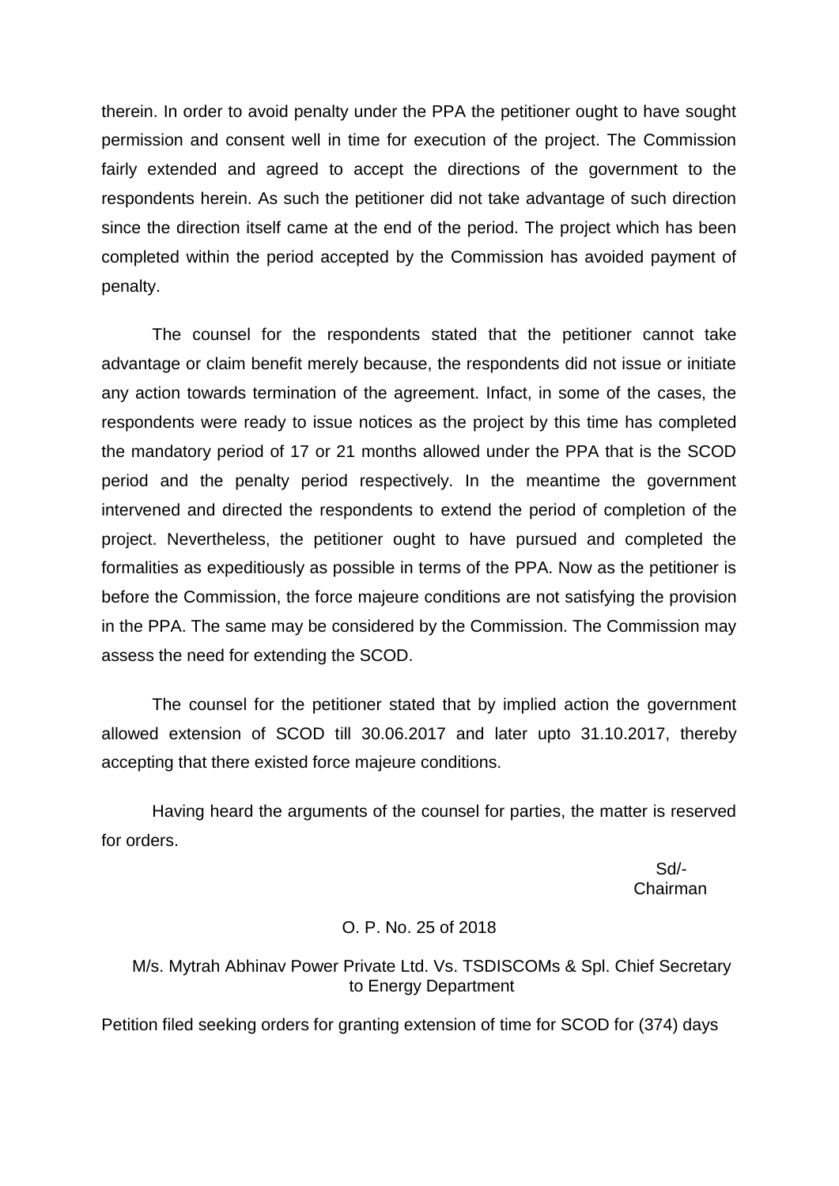therein. In order to avoid penalty under the PPA the petitioner ought to have sought permission and consent well in time for execution of the project. The Commission fairly extended and agreed to accept the directions of the government to the respondents herein. As such the petitioner did not take advantage of such direction since the direction itself came at the end of the period. The project which has been completed within the period accepted by the Commission has avoided payment of penalty.

The counsel for the respondents stated that the petitioner cannot take advantage or claim benefit merely because, the respondents did not issue or initiate any action towards termination of the agreement. Infact, in some of the cases, the respondents were ready to issue notices as the project by this time has completed the mandatory period of 17 or 21 months allowed under the PPA that is the SCOD period and the penalty period respectively. In the meantime the government intervened and directed the respondents to extend the period of completion of the project. Nevertheless, the petitioner ought to have pursued and completed the formalities as expeditiously as possible in terms of the PPA. Now as the petitioner is before the Commission, the force majeure conditions are not satisfying the provision in the PPA. The same may be considered by the Commission. The Commission may assess the need for extending the SCOD.

The counsel for the petitioner stated that by implied action the government allowed extension of SCOD till 30.06.2017 and later upto 31.10.2017, thereby accepting that there existed force majeure conditions.

Having heard the arguments of the counsel for parties, the matter is reserved for orders.

Sd/-
Chairman

O. P. No. 25 of 2018

M/s. Mytrah Abhinav Power Private Ltd. Vs. TSDISCOMs & Spl. Chief Secretary to Energy Department

Petition filed seeking orders for granting extension of time for SCOD for (374) days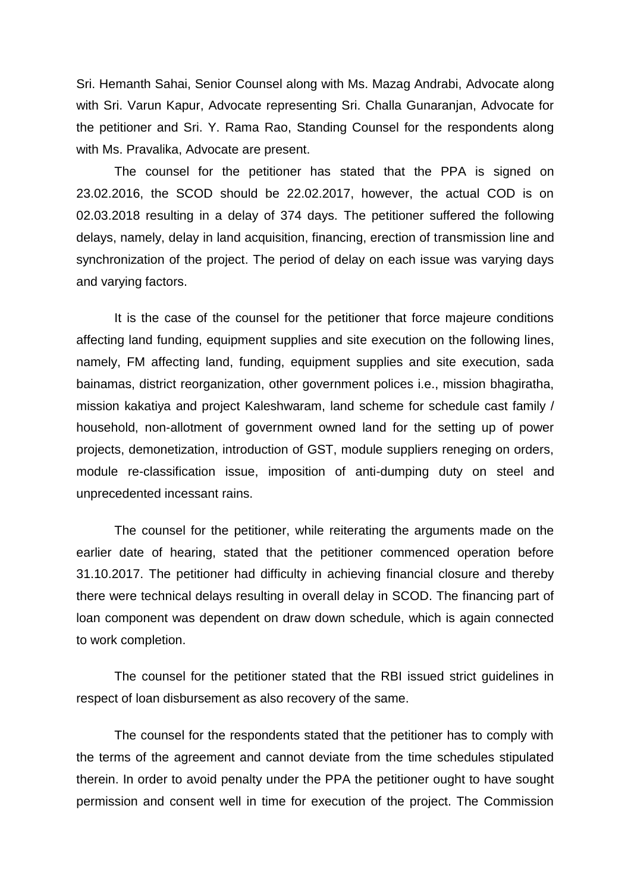Sri. Hemanth Sahai, Senior Counsel along with Ms. Mazag Andrabi, Advocate along with Sri. Varun Kapur, Advocate representing Sri. Challa Gunaranjan, Advocate for the petitioner and Sri. Y. Rama Rao, Standing Counsel for the respondents along with Ms. Pravalika, Advocate are present.

The counsel for the petitioner has stated that the PPA is signed on 23.02.2016, the SCOD should be 22.02.2017, however, the actual COD is on 02.03.2018 resulting in a delay of 374 days. The petitioner suffered the following delays, namely, delay in land acquisition, financing, erection of transmission line and synchronization of the project. The period of delay on each issue was varying days and varying factors.

It is the case of the counsel for the petitioner that force majeure conditions affecting land funding, equipment supplies and site execution on the following lines, namely, FM affecting land, funding, equipment supplies and site execution, sada bainamas, district reorganization, other government polices i.e., mission bhagiratha, mission kakatiya and project Kaleshwaram, land scheme for schedule cast family / household, non-allotment of government owned land for the setting up of power projects, demonetization, introduction of GST, module suppliers reneging on orders, module re-classification issue, imposition of anti-dumping duty on steel and unprecedented incessant rains.

The counsel for the petitioner, while reiterating the arguments made on the earlier date of hearing, stated that the petitioner commenced operation before 31.10.2017. The petitioner had difficulty in achieving financial closure and thereby there were technical delays resulting in overall delay in SCOD. The financing part of loan component was dependent on draw down schedule, which is again connected to work completion.

The counsel for the petitioner stated that the RBI issued strict guidelines in respect of loan disbursement as also recovery of the same.

The counsel for the respondents stated that the petitioner has to comply with the terms of the agreement and cannot deviate from the time schedules stipulated therein. In order to avoid penalty under the PPA the petitioner ought to have sought permission and consent well in time for execution of the project. The Commission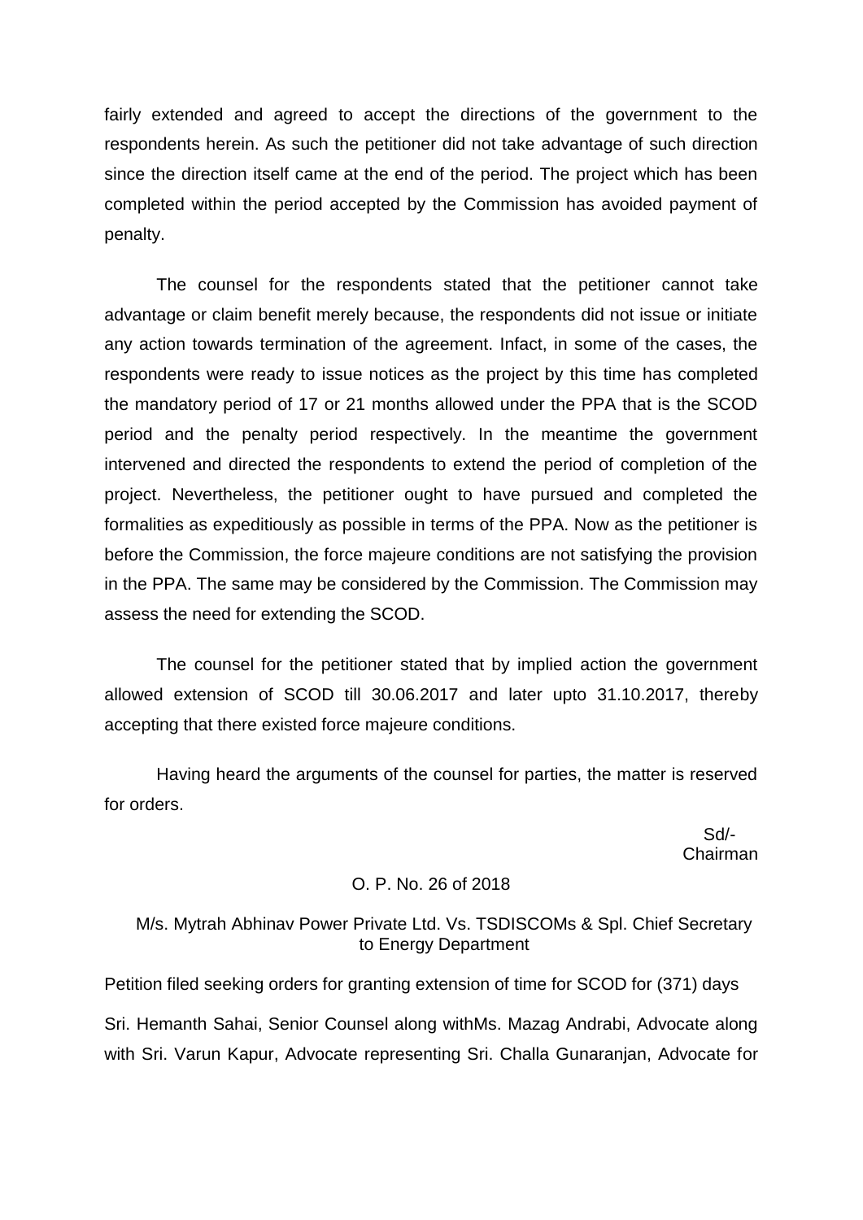fairly extended and agreed to accept the directions of the government to the respondents herein. As such the petitioner did not take advantage of such direction since the direction itself came at the end of the period. The project which has been completed within the period accepted by the Commission has avoided payment of penalty.

The counsel for the respondents stated that the petitioner cannot take advantage or claim benefit merely because, the respondents did not issue or initiate any action towards termination of the agreement. Infact, in some of the cases, the respondents were ready to issue notices as the project by this time has completed the mandatory period of 17 or 21 months allowed under the PPA that is the SCOD period and the penalty period respectively. In the meantime the government intervened and directed the respondents to extend the period of completion of the project. Nevertheless, the petitioner ought to have pursued and completed the formalities as expeditiously as possible in terms of the PPA. Now as the petitioner is before the Commission, the force majeure conditions are not satisfying the provision in the PPA. The same may be considered by the Commission. The Commission may assess the need for extending the SCOD.

The counsel for the petitioner stated that by implied action the government allowed extension of SCOD till 30.06.2017 and later upto 31.10.2017, thereby accepting that there existed force majeure conditions.

Having heard the arguments of the counsel for parties, the matter is reserved for orders.

Sd/-
Chairman

O. P. No. 26 of 2018

M/s. Mytrah Abhinav Power Private Ltd. Vs. TSDISCOMs & Spl. Chief Secretary to Energy Department

Petition filed seeking orders for granting extension of time for SCOD for (371) days

Sri. Hemanth Sahai, Senior Counsel along withMs. Mazag Andrabi, Advocate along with Sri. Varun Kapur, Advocate representing Sri. Challa Gunaranjan, Advocate for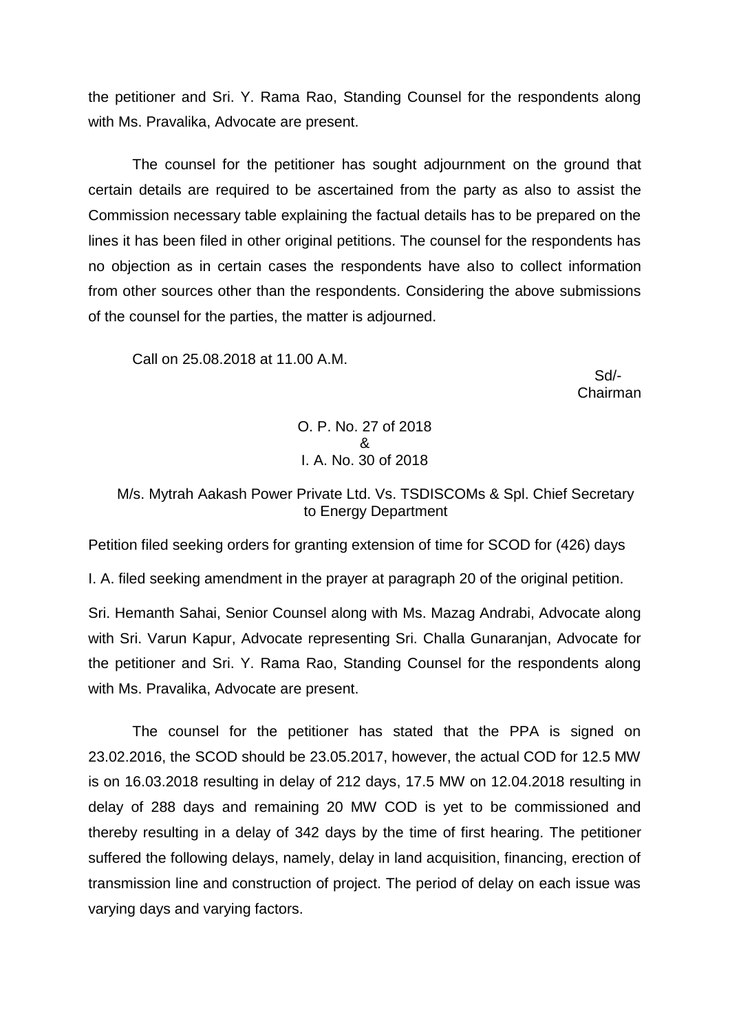the petitioner and Sri. Y. Rama Rao, Standing Counsel for the respondents along with Ms. Pravalika, Advocate are present.

The counsel for the petitioner has sought adjournment on the ground that certain details are required to be ascertained from the party as also to assist the Commission necessary table explaining the factual details has to be prepared on the lines it has been filed in other original petitions. The counsel for the respondents has no objection as in certain cases the respondents have also to collect information from other sources other than the respondents. Considering the above submissions of the counsel for the parties, the matter is adjourned.

Call on 25.08.2018 at 11.00 A.M.

Sd/-
Chairman

O. P. No. 27 of 2018
&
I. A. No. 30 of 2018

M/s. Mytrah Aakash Power Private Ltd. Vs. TSDISCOMs & Spl. Chief Secretary to Energy Department

Petition filed seeking orders for granting extension of time for SCOD for (426) days

I. A. filed seeking amendment in the prayer at paragraph 20 of the original petition.

Sri. Hemanth Sahai, Senior Counsel along with Ms. Mazag Andrabi, Advocate along with Sri. Varun Kapur, Advocate representing Sri. Challa Gunaranjan, Advocate for the petitioner and Sri. Y. Rama Rao, Standing Counsel for the respondents along with Ms. Pravalika, Advocate are present.

The counsel for the petitioner has stated that the PPA is signed on 23.02.2016, the SCOD should be 23.05.2017, however, the actual COD for 12.5 MW is on 16.03.2018 resulting in delay of 212 days, 17.5 MW on 12.04.2018 resulting in delay of 288 days and remaining 20 MW COD is yet to be commissioned and thereby resulting in a delay of 342 days by the time of first hearing. The petitioner suffered the following delays, namely, delay in land acquisition, financing, erection of transmission line and construction of project. The period of delay on each issue was varying days and varying factors.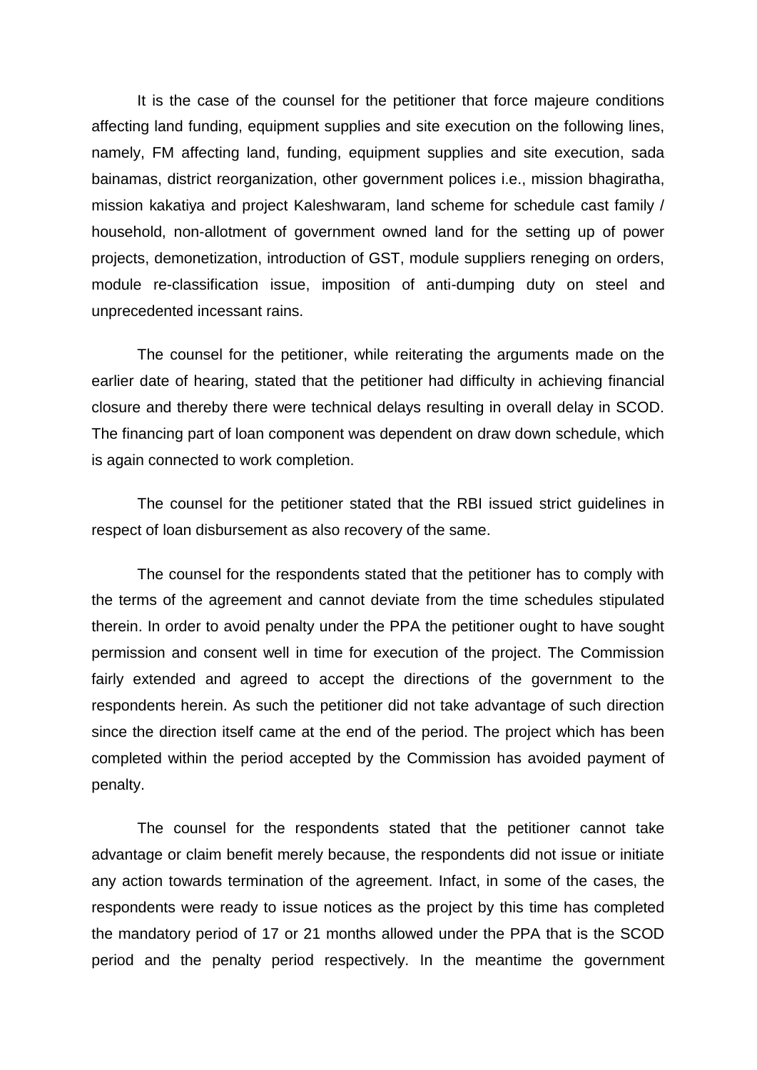It is the case of the counsel for the petitioner that force majeure conditions affecting land funding, equipment supplies and site execution on the following lines, namely, FM affecting land, funding, equipment supplies and site execution, sada bainamas, district reorganization, other government polices i.e., mission bhagiratha, mission kakatiya and project Kaleshwaram, land scheme for schedule cast family / household, non-allotment of government owned land for the setting up of power projects, demonetization, introduction of GST, module suppliers reneging on orders, module re-classification issue, imposition of anti-dumping duty on steel and unprecedented incessant rains.

The counsel for the petitioner, while reiterating the arguments made on the earlier date of hearing, stated that the petitioner had difficulty in achieving financial closure and thereby there were technical delays resulting in overall delay in SCOD. The financing part of loan component was dependent on draw down schedule, which is again connected to work completion.

The counsel for the petitioner stated that the RBI issued strict guidelines in respect of loan disbursement as also recovery of the same.

The counsel for the respondents stated that the petitioner has to comply with the terms of the agreement and cannot deviate from the time schedules stipulated therein. In order to avoid penalty under the PPA the petitioner ought to have sought permission and consent well in time for execution of the project. The Commission fairly extended and agreed to accept the directions of the government to the respondents herein. As such the petitioner did not take advantage of such direction since the direction itself came at the end of the period. The project which has been completed within the period accepted by the Commission has avoided payment of penalty.

The counsel for the respondents stated that the petitioner cannot take advantage or claim benefit merely because, the respondents did not issue or initiate any action towards termination of the agreement. Infact, in some of the cases, the respondents were ready to issue notices as the project by this time has completed the mandatory period of 17 or 21 months allowed under the PPA that is the SCOD period and the penalty period respectively. In the meantime the government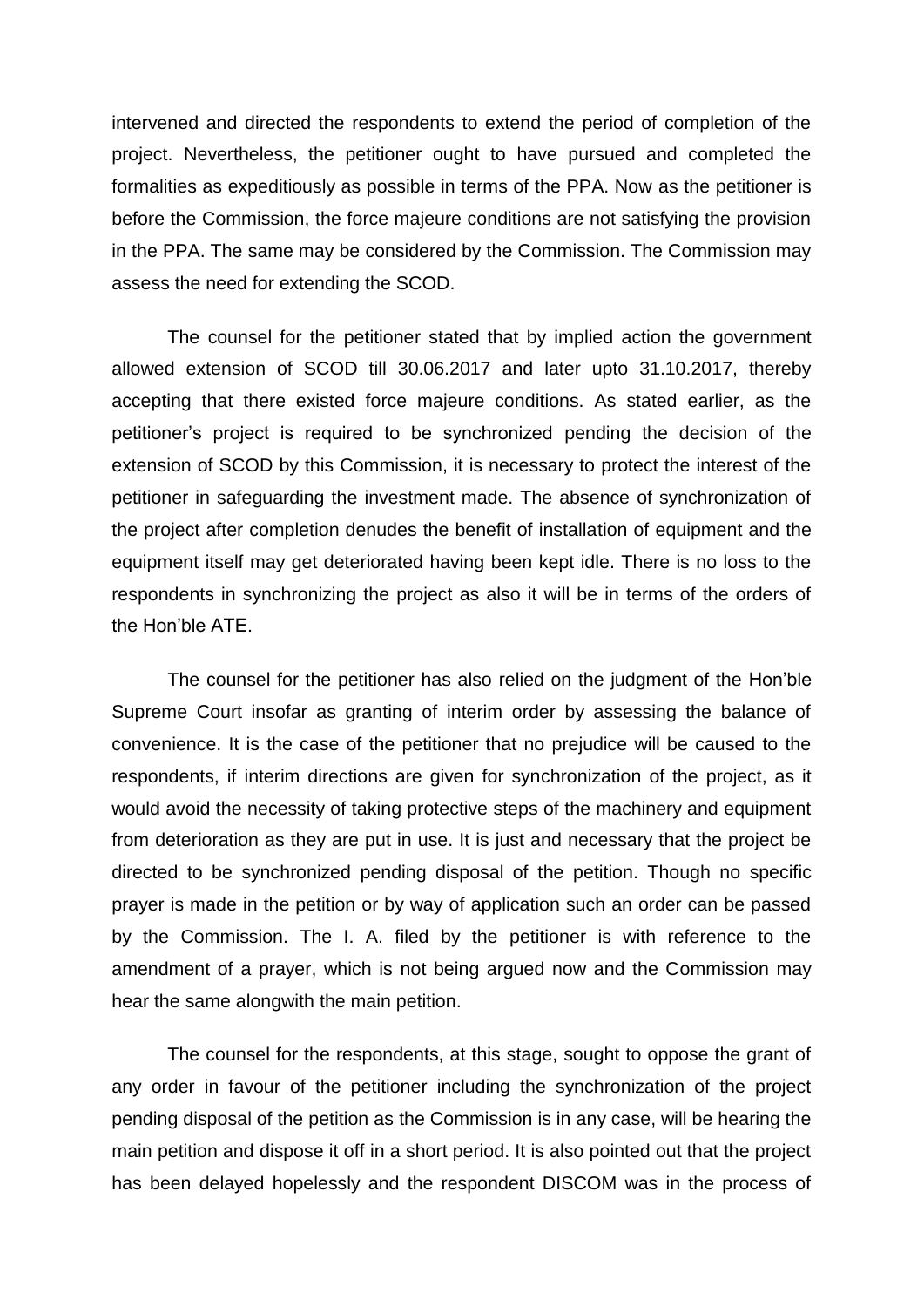intervened and directed the respondents to extend the period of completion of the project. Nevertheless, the petitioner ought to have pursued and completed the formalities as expeditiously as possible in terms of the PPA. Now as the petitioner is before the Commission, the force majeure conditions are not satisfying the provision in the PPA. The same may be considered by the Commission. The Commission may assess the need for extending the SCOD.

The counsel for the petitioner stated that by implied action the government allowed extension of SCOD till 30.06.2017 and later upto 31.10.2017, thereby accepting that there existed force majeure conditions. As stated earlier, as the petitioner's project is required to be synchronized pending the decision of the extension of SCOD by this Commission, it is necessary to protect the interest of the petitioner in safeguarding the investment made. The absence of synchronization of the project after completion denudes the benefit of installation of equipment and the equipment itself may get deteriorated having been kept idle. There is no loss to the respondents in synchronizing the project as also it will be in terms of the orders of the Hon'ble ATE.

The counsel for the petitioner has also relied on the judgment of the Hon'ble Supreme Court insofar as granting of interim order by assessing the balance of convenience. It is the case of the petitioner that no prejudice will be caused to the respondents, if interim directions are given for synchronization of the project, as it would avoid the necessity of taking protective steps of the machinery and equipment from deterioration as they are put in use. It is just and necessary that the project be directed to be synchronized pending disposal of the petition. Though no specific prayer is made in the petition or by way of application such an order can be passed by the Commission. The I. A. filed by the petitioner is with reference to the amendment of a prayer, which is not being argued now and the Commission may hear the same alongwith the main petition.

The counsel for the respondents, at this stage, sought to oppose the grant of any order in favour of the petitioner including the synchronization of the project pending disposal of the petition as the Commission is in any case, will be hearing the main petition and dispose it off in a short period. It is also pointed out that the project has been delayed hopelessly and the respondent DISCOM was in the process of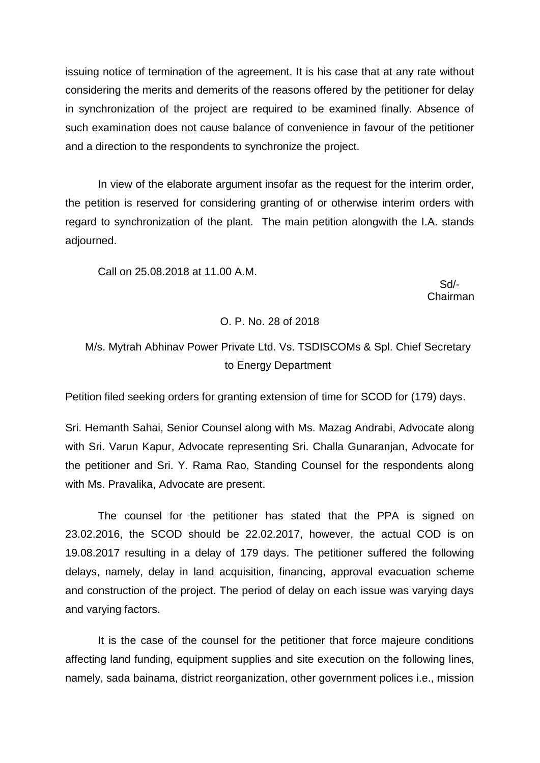issuing notice of termination of the agreement. It is his case that at any rate without considering the merits and demerits of the reasons offered by the petitioner for delay in synchronization of the project are required to be examined finally. Absence of such examination does not cause balance of convenience in favour of the petitioner and a direction to the respondents to synchronize the project.

In view of the elaborate argument insofar as the request for the interim order, the petition is reserved for considering granting of or otherwise interim orders with regard to synchronization of the plant. The main petition alongwith the I.A. stands adjourned.

Call on 25.08.2018 at 11.00 A.M.

Sd/-
Chairman

O. P. No. 28 of 2018

M/s. Mytrah Abhinav Power Private Ltd. Vs. TSDISCOMs & Spl. Chief Secretary to Energy Department

Petition filed seeking orders for granting extension of time for SCOD for (179) days.

Sri. Hemanth Sahai, Senior Counsel along with Ms. Mazag Andrabi, Advocate along with Sri. Varun Kapur, Advocate representing Sri. Challa Gunaranjan, Advocate for the petitioner and Sri. Y. Rama Rao, Standing Counsel for the respondents along with Ms. Pravalika, Advocate are present.

The counsel for the petitioner has stated that the PPA is signed on 23.02.2016, the SCOD should be 22.02.2017, however, the actual COD is on 19.08.2017 resulting in a delay of 179 days. The petitioner suffered the following delays, namely, delay in land acquisition, financing, approval evacuation scheme and construction of the project. The period of delay on each issue was varying days and varying factors.

It is the case of the counsel for the petitioner that force majeure conditions affecting land funding, equipment supplies and site execution on the following lines, namely, sada bainama, district reorganization, other government polices i.e., mission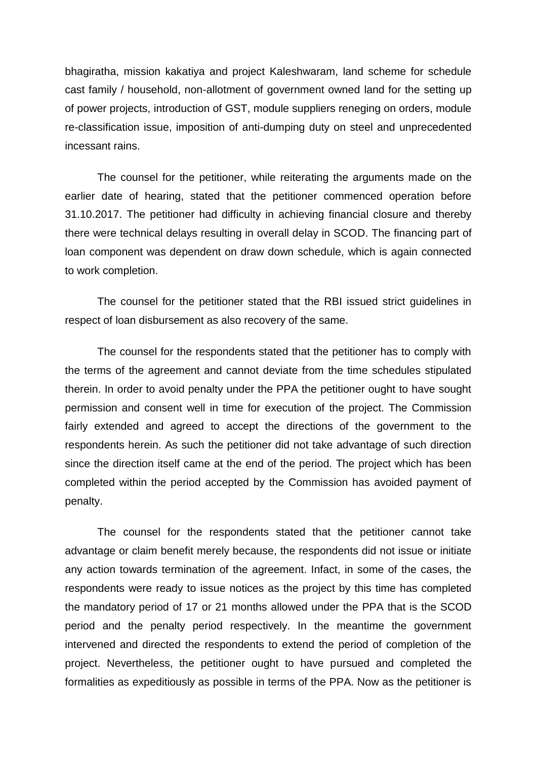bhagiratha, mission kakatiya and project Kaleshwaram, land scheme for schedule cast family / household, non-allotment of government owned land for the setting up of power projects, introduction of GST, module suppliers reneging on orders, module re-classification issue, imposition of anti-dumping duty on steel and unprecedented incessant rains.

The counsel for the petitioner, while reiterating the arguments made on the earlier date of hearing, stated that the petitioner commenced operation before 31.10.2017. The petitioner had difficulty in achieving financial closure and thereby there were technical delays resulting in overall delay in SCOD. The financing part of loan component was dependent on draw down schedule, which is again connected to work completion.

The counsel for the petitioner stated that the RBI issued strict guidelines in respect of loan disbursement as also recovery of the same.

The counsel for the respondents stated that the petitioner has to comply with the terms of the agreement and cannot deviate from the time schedules stipulated therein. In order to avoid penalty under the PPA the petitioner ought to have sought permission and consent well in time for execution of the project. The Commission fairly extended and agreed to accept the directions of the government to the respondents herein. As such the petitioner did not take advantage of such direction since the direction itself came at the end of the period. The project which has been completed within the period accepted by the Commission has avoided payment of penalty.

The counsel for the respondents stated that the petitioner cannot take advantage or claim benefit merely because, the respondents did not issue or initiate any action towards termination of the agreement. Infact, in some of the cases, the respondents were ready to issue notices as the project by this time has completed the mandatory period of 17 or 21 months allowed under the PPA that is the SCOD period and the penalty period respectively. In the meantime the government intervened and directed the respondents to extend the period of completion of the project. Nevertheless, the petitioner ought to have pursued and completed the formalities as expeditiously as possible in terms of the PPA. Now as the petitioner is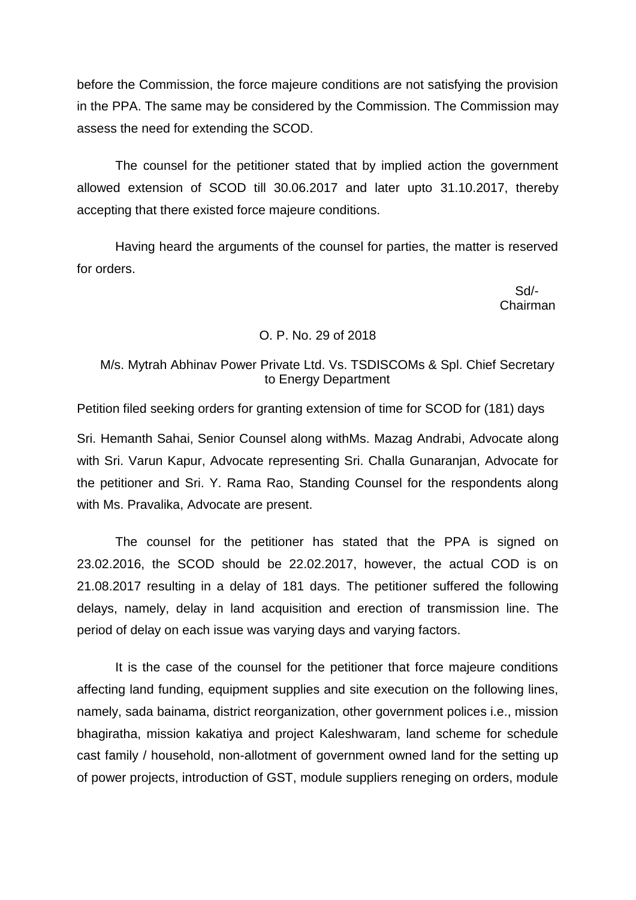before the Commission, the force majeure conditions are not satisfying the provision in the PPA. The same may be considered by the Commission. The Commission may assess the need for extending the SCOD.

The counsel for the petitioner stated that by implied action the government allowed extension of SCOD till 30.06.2017 and later upto 31.10.2017, thereby accepting that there existed force majeure conditions.

Having heard the arguments of the counsel for parties, the matter is reserved for orders.

Sd/-
Chairman

O. P. No. 29 of 2018

M/s. Mytrah Abhinav Power Private Ltd. Vs. TSDISCOMs & Spl. Chief Secretary to Energy Department

Petition filed seeking orders for granting extension of time for SCOD for (181) days

Sri. Hemanth Sahai, Senior Counsel along withMs. Mazag Andrabi, Advocate along with Sri. Varun Kapur, Advocate representing Sri. Challa Gunaranjan, Advocate for the petitioner and Sri. Y. Rama Rao, Standing Counsel for the respondents along with Ms. Pravalika, Advocate are present.

The counsel for the petitioner has stated that the PPA is signed on 23.02.2016, the SCOD should be 22.02.2017, however, the actual COD is on 21.08.2017 resulting in a delay of 181 days. The petitioner suffered the following delays, namely, delay in land acquisition and erection of transmission line. The period of delay on each issue was varying days and varying factors.

It is the case of the counsel for the petitioner that force majeure conditions affecting land funding, equipment supplies and site execution on the following lines, namely, sada bainama, district reorganization, other government polices i.e., mission bhagiratha, mission kakatiya and project Kaleshwaram, land scheme for schedule cast family / household, non-allotment of government owned land for the setting up of power projects, introduction of GST, module suppliers reneging on orders, module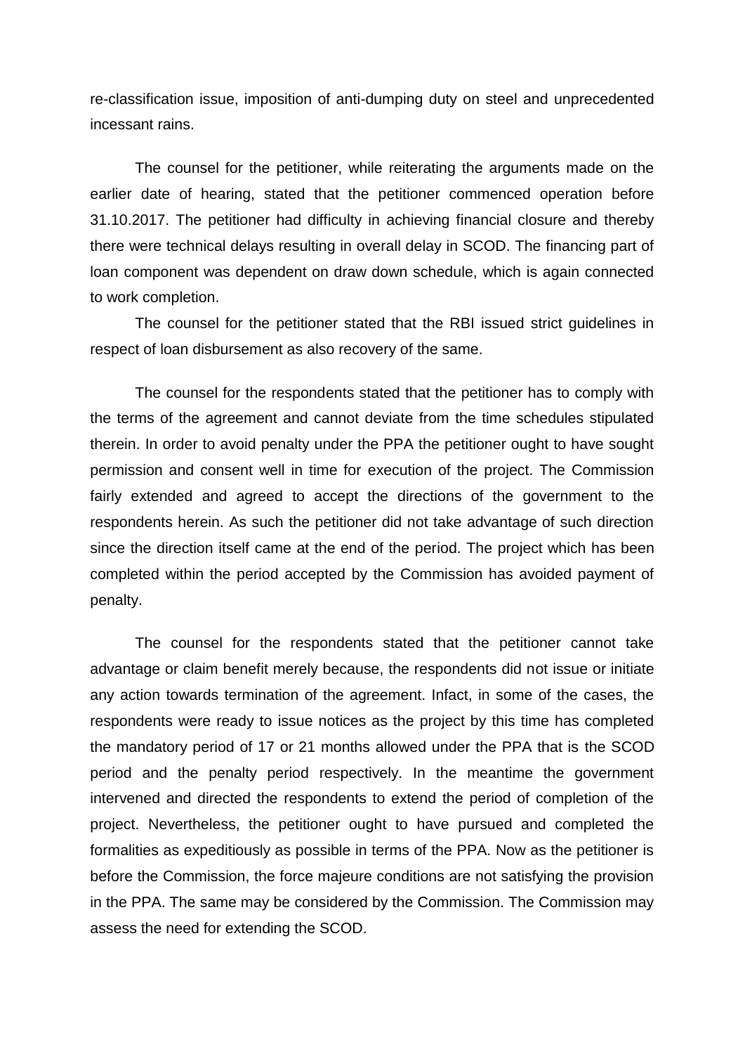re-classification issue, imposition of anti-dumping duty on steel and unprecedented incessant rains.

The counsel for the petitioner, while reiterating the arguments made on the earlier date of hearing, stated that the petitioner commenced operation before 31.10.2017. The petitioner had difficulty in achieving financial closure and thereby there were technical delays resulting in overall delay in SCOD. The financing part of loan component was dependent on draw down schedule, which is again connected to work completion.

The counsel for the petitioner stated that the RBI issued strict guidelines in respect of loan disbursement as also recovery of the same.

The counsel for the respondents stated that the petitioner has to comply with the terms of the agreement and cannot deviate from the time schedules stipulated therein. In order to avoid penalty under the PPA the petitioner ought to have sought permission and consent well in time for execution of the project. The Commission fairly extended and agreed to accept the directions of the government to the respondents herein. As such the petitioner did not take advantage of such direction since the direction itself came at the end of the period. The project which has been completed within the period accepted by the Commission has avoided payment of penalty.

The counsel for the respondents stated that the petitioner cannot take advantage or claim benefit merely because, the respondents did not issue or initiate any action towards termination of the agreement. Infact, in some of the cases, the respondents were ready to issue notices as the project by this time has completed the mandatory period of 17 or 21 months allowed under the PPA that is the SCOD period and the penalty period respectively. In the meantime the government intervened and directed the respondents to extend the period of completion of the project. Nevertheless, the petitioner ought to have pursued and completed the formalities as expeditiously as possible in terms of the PPA. Now as the petitioner is before the Commission, the force majeure conditions are not satisfying the provision in the PPA. The same may be considered by the Commission. The Commission may assess the need for extending the SCOD.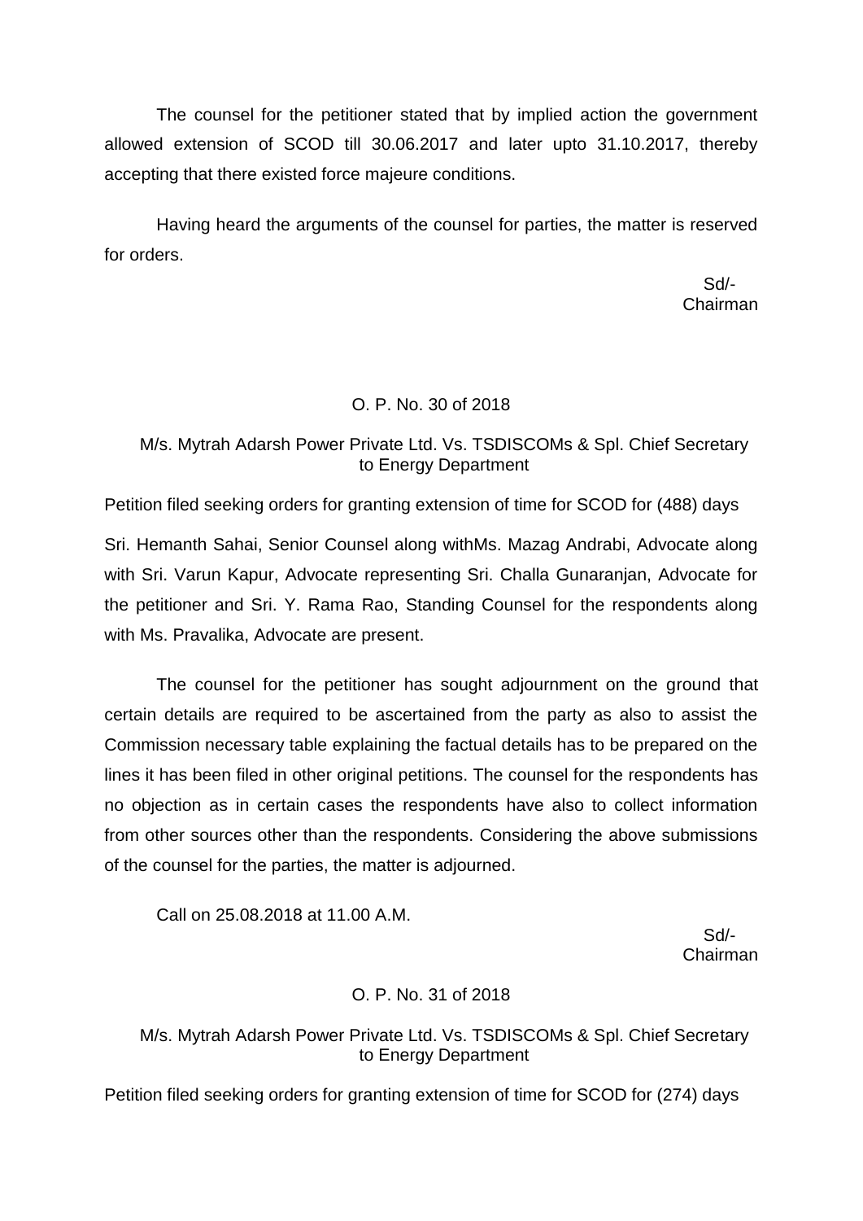The counsel for the petitioner stated that by implied action the government allowed extension of SCOD till 30.06.2017 and later upto 31.10.2017, thereby accepting that there existed force majeure conditions.

Having heard the arguments of the counsel for parties, the matter is reserved for orders.

Sd/-
Chairman

O. P. No. 30 of 2018

M/s. Mytrah Adarsh Power Private Ltd. Vs. TSDISCOMs & Spl. Chief Secretary to Energy Department

Petition filed seeking orders for granting extension of time for SCOD for (488) days

Sri. Hemanth Sahai, Senior Counsel along withMs. Mazag Andrabi, Advocate along with Sri. Varun Kapur, Advocate representing Sri. Challa Gunaranjan, Advocate for the petitioner and Sri. Y. Rama Rao, Standing Counsel for the respondents along with Ms. Pravalika, Advocate are present.

The counsel for the petitioner has sought adjournment on the ground that certain details are required to be ascertained from the party as also to assist the Commission necessary table explaining the factual details has to be prepared on the lines it has been filed in other original petitions. The counsel for the respondents has no objection as in certain cases the respondents have also to collect information from other sources other than the respondents. Considering the above submissions of the counsel for the parties, the matter is adjourned.

Call on 25.08.2018 at 11.00 A.M.

Sd/-
Chairman

O. P. No. 31 of 2018

M/s. Mytrah Adarsh Power Private Ltd. Vs. TSDISCOMs & Spl. Chief Secretary to Energy Department

Petition filed seeking orders for granting extension of time for SCOD for (274) days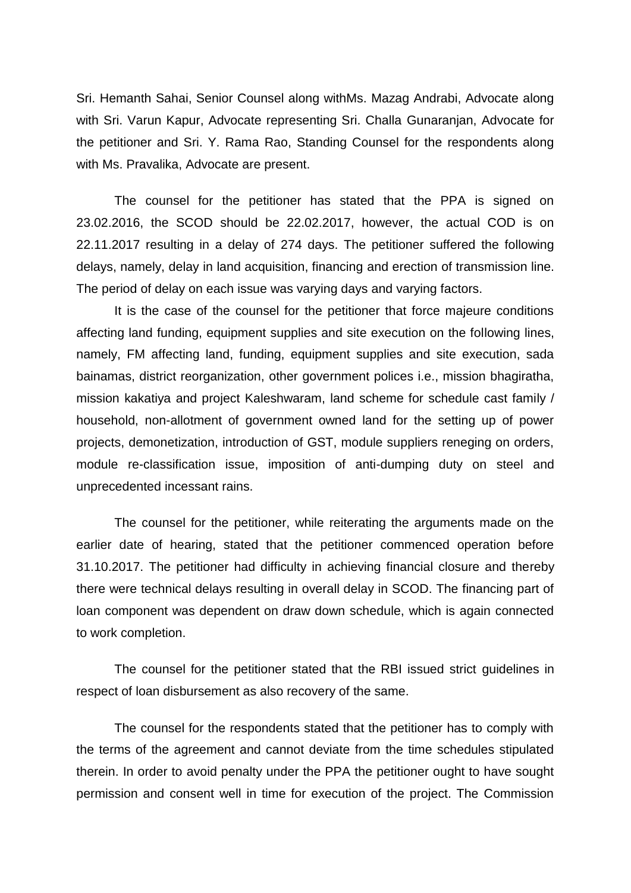Sri. Hemanth Sahai, Senior Counsel along withMs. Mazag Andrabi, Advocate along with Sri. Varun Kapur, Advocate representing Sri. Challa Gunaranjan, Advocate for the petitioner and Sri. Y. Rama Rao, Standing Counsel for the respondents along with Ms. Pravalika, Advocate are present.

The counsel for the petitioner has stated that the PPA is signed on 23.02.2016, the SCOD should be 22.02.2017, however, the actual COD is on 22.11.2017 resulting in a delay of 274 days. The petitioner suffered the following delays, namely, delay in land acquisition, financing and erection of transmission line. The period of delay on each issue was varying days and varying factors.

It is the case of the counsel for the petitioner that force majeure conditions affecting land funding, equipment supplies and site execution on the following lines, namely, FM affecting land, funding, equipment supplies and site execution, sada bainamas, district reorganization, other government polices i.e., mission bhagiratha, mission kakatiya and project Kaleshwaram, land scheme for schedule cast family / household, non-allotment of government owned land for the setting up of power projects, demonetization, introduction of GST, module suppliers reneging on orders, module re-classification issue, imposition of anti-dumping duty on steel and unprecedented incessant rains.

The counsel for the petitioner, while reiterating the arguments made on the earlier date of hearing, stated that the petitioner commenced operation before 31.10.2017. The petitioner had difficulty in achieving financial closure and thereby there were technical delays resulting in overall delay in SCOD. The financing part of loan component was dependent on draw down schedule, which is again connected to work completion.

The counsel for the petitioner stated that the RBI issued strict guidelines in respect of loan disbursement as also recovery of the same.

The counsel for the respondents stated that the petitioner has to comply with the terms of the agreement and cannot deviate from the time schedules stipulated therein. In order to avoid penalty under the PPA the petitioner ought to have sought permission and consent well in time for execution of the project. The Commission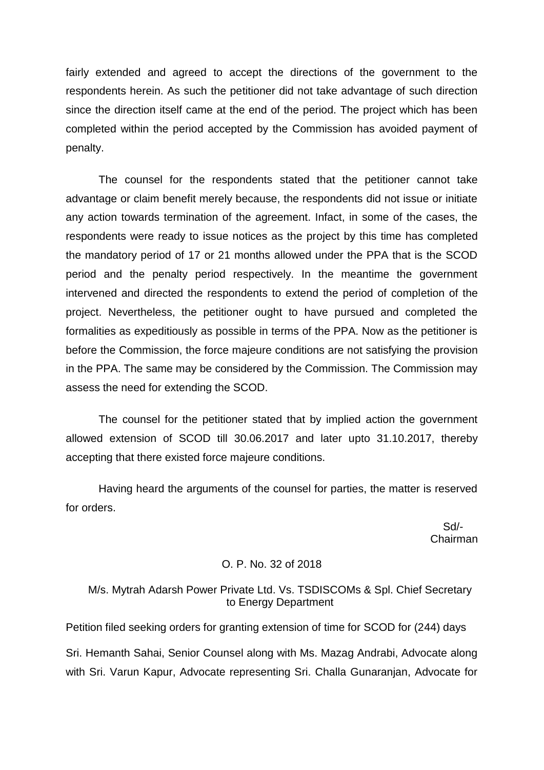fairly extended and agreed to accept the directions of the government to the respondents herein. As such the petitioner did not take advantage of such direction since the direction itself came at the end of the period. The project which has been completed within the period accepted by the Commission has avoided payment of penalty.

The counsel for the respondents stated that the petitioner cannot take advantage or claim benefit merely because, the respondents did not issue or initiate any action towards termination of the agreement. Infact, in some of the cases, the respondents were ready to issue notices as the project by this time has completed the mandatory period of 17 or 21 months allowed under the PPA that is the SCOD period and the penalty period respectively. In the meantime the government intervened and directed the respondents to extend the period of completion of the project. Nevertheless, the petitioner ought to have pursued and completed the formalities as expeditiously as possible in terms of the PPA. Now as the petitioner is before the Commission, the force majeure conditions are not satisfying the provision in the PPA. The same may be considered by the Commission. The Commission may assess the need for extending the SCOD.

The counsel for the petitioner stated that by implied action the government allowed extension of SCOD till 30.06.2017 and later upto 31.10.2017, thereby accepting that there existed force majeure conditions.

Having heard the arguments of the counsel for parties, the matter is reserved for orders.

Sd/-
Chairman

O. P. No. 32 of 2018

M/s. Mytrah Adarsh Power Private Ltd. Vs. TSDISCOMs & Spl. Chief Secretary to Energy Department

Petition filed seeking orders for granting extension of time for SCOD for (244) days

Sri. Hemanth Sahai, Senior Counsel along with Ms. Mazag Andrabi, Advocate along with Sri. Varun Kapur, Advocate representing Sri. Challa Gunaranjan, Advocate for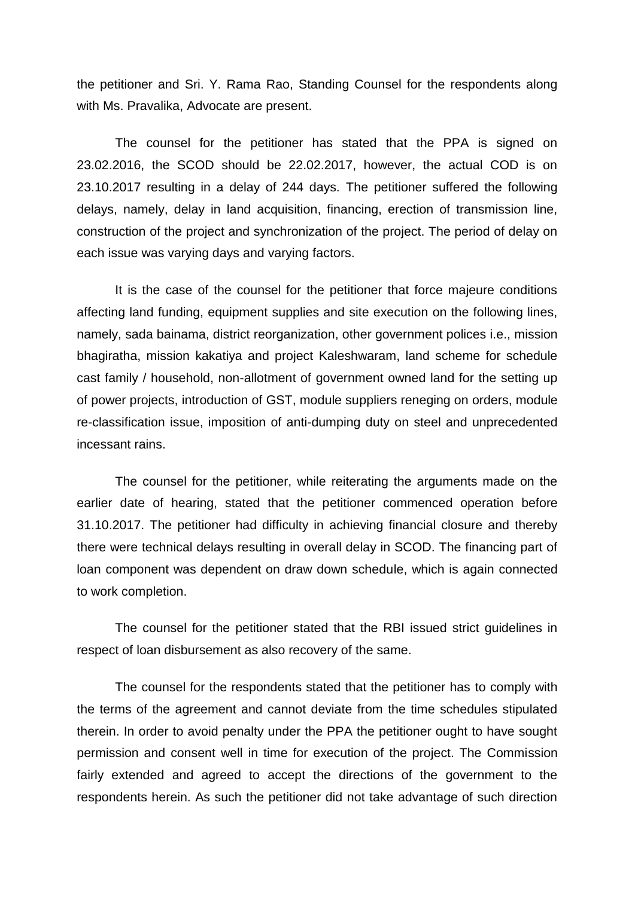the petitioner and Sri. Y. Rama Rao, Standing Counsel for the respondents along with Ms. Pravalika, Advocate are present.

The counsel for the petitioner has stated that the PPA is signed on 23.02.2016, the SCOD should be 22.02.2017, however, the actual COD is on 23.10.2017 resulting in a delay of 244 days. The petitioner suffered the following delays, namely, delay in land acquisition, financing, erection of transmission line, construction of the project and synchronization of the project. The period of delay on each issue was varying days and varying factors.

It is the case of the counsel for the petitioner that force majeure conditions affecting land funding, equipment supplies and site execution on the following lines, namely, sada bainama, district reorganization, other government polices i.e., mission bhagiratha, mission kakatiya and project Kaleshwaram, land scheme for schedule cast family / household, non-allotment of government owned land for the setting up of power projects, introduction of GST, module suppliers reneging on orders, module re-classification issue, imposition of anti-dumping duty on steel and unprecedented incessant rains.

The counsel for the petitioner, while reiterating the arguments made on the earlier date of hearing, stated that the petitioner commenced operation before 31.10.2017. The petitioner had difficulty in achieving financial closure and thereby there were technical delays resulting in overall delay in SCOD. The financing part of loan component was dependent on draw down schedule, which is again connected to work completion.

The counsel for the petitioner stated that the RBI issued strict guidelines in respect of loan disbursement as also recovery of the same.

The counsel for the respondents stated that the petitioner has to comply with the terms of the agreement and cannot deviate from the time schedules stipulated therein. In order to avoid penalty under the PPA the petitioner ought to have sought permission and consent well in time for execution of the project. The Commission fairly extended and agreed to accept the directions of the government to the respondents herein. As such the petitioner did not take advantage of such direction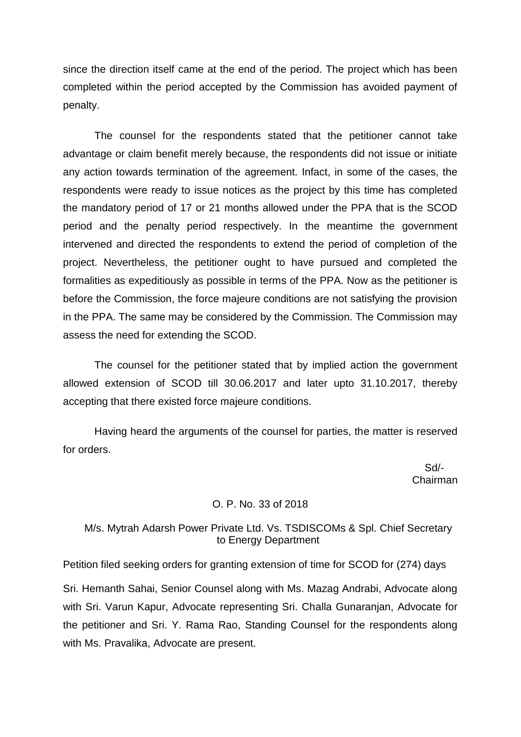since the direction itself came at the end of the period. The project which has been completed within the period accepted by the Commission has avoided payment of penalty.

The counsel for the respondents stated that the petitioner cannot take advantage or claim benefit merely because, the respondents did not issue or initiate any action towards termination of the agreement. Infact, in some of the cases, the respondents were ready to issue notices as the project by this time has completed the mandatory period of 17 or 21 months allowed under the PPA that is the SCOD period and the penalty period respectively. In the meantime the government intervened and directed the respondents to extend the period of completion of the project. Nevertheless, the petitioner ought to have pursued and completed the formalities as expeditiously as possible in terms of the PPA. Now as the petitioner is before the Commission, the force majeure conditions are not satisfying the provision in the PPA. The same may be considered by the Commission. The Commission may assess the need for extending the SCOD.

The counsel for the petitioner stated that by implied action the government allowed extension of SCOD till 30.06.2017 and later upto 31.10.2017, thereby accepting that there existed force majeure conditions.

Having heard the arguments of the counsel for parties, the matter is reserved for orders.

Sd/-
Chairman

O. P. No. 33 of 2018

M/s. Mytrah Adarsh Power Private Ltd. Vs. TSDISCOMs & Spl. Chief Secretary to Energy Department

Petition filed seeking orders for granting extension of time for SCOD for (274) days

Sri. Hemanth Sahai, Senior Counsel along with Ms. Mazag Andrabi, Advocate along with Sri. Varun Kapur, Advocate representing Sri. Challa Gunaranjan, Advocate for the petitioner and Sri. Y. Rama Rao, Standing Counsel for the respondents along with Ms. Pravalika, Advocate are present.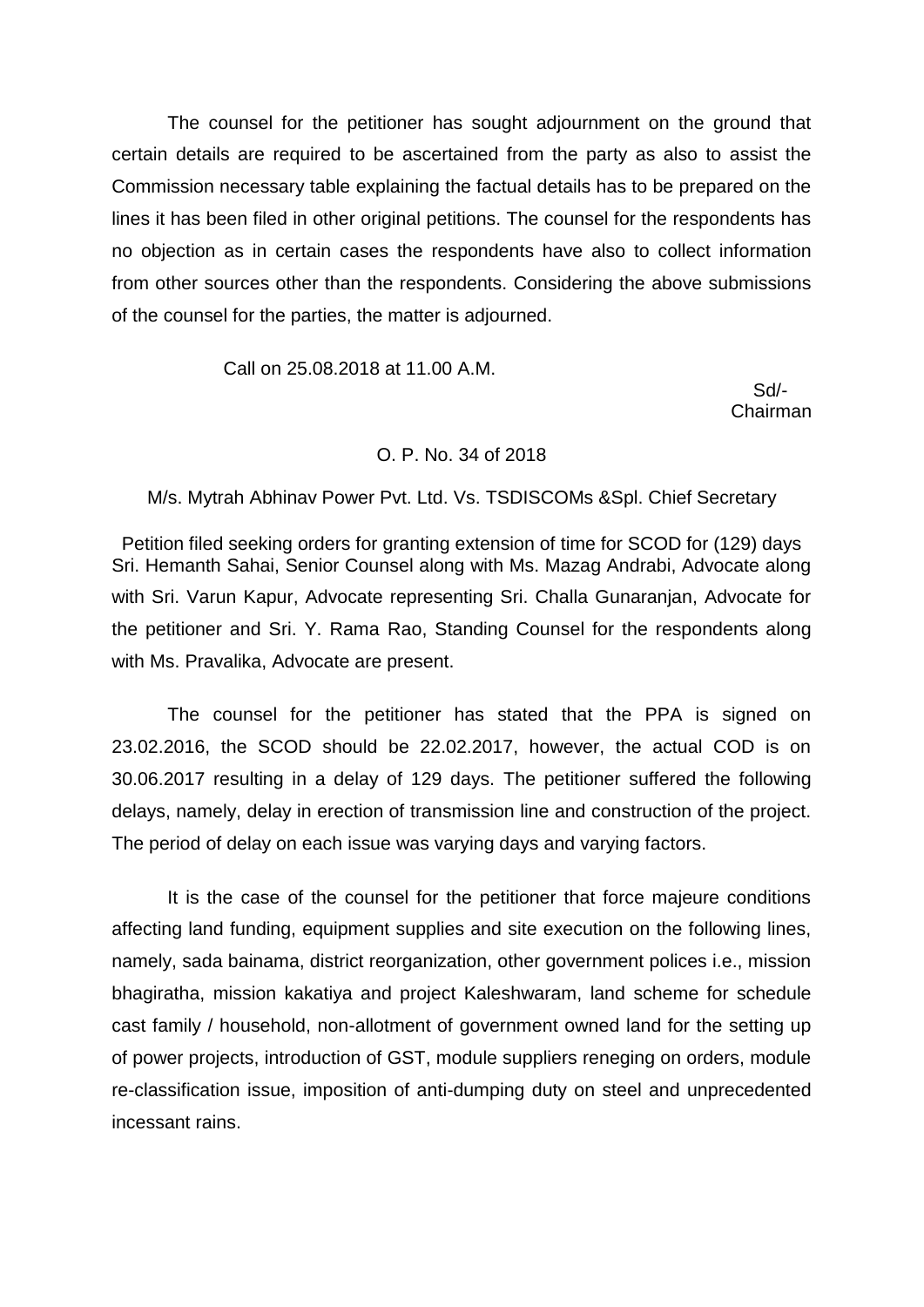The counsel for the petitioner has sought adjournment on the ground that certain details are required to be ascertained from the party as also to assist the Commission necessary table explaining the factual details has to be prepared on the lines it has been filed in other original petitions. The counsel for the respondents has no objection as in certain cases the respondents have also to collect information from other sources other than the respondents. Considering the above submissions of the counsel for the parties, the matter is adjourned.

Call on 25.08.2018 at 11.00 A.M.

Sd/-
Chairman

O. P. No. 34 of 2018

M/s. Mytrah Abhinav Power Pvt. Ltd. Vs. TSDISCOMs &Spl. Chief Secretary

Petition filed seeking orders for granting extension of time for SCOD for (129) days

Sri. Hemanth Sahai, Senior Counsel along with Ms. Mazag Andrabi, Advocate along with Sri. Varun Kapur, Advocate representing Sri. Challa Gunaranjan, Advocate for the petitioner and Sri. Y. Rama Rao, Standing Counsel for the respondents along with Ms. Pravalika, Advocate are present.

The counsel for the petitioner has stated that the PPA is signed on 23.02.2016, the SCOD should be 22.02.2017, however, the actual COD is on 30.06.2017 resulting in a delay of 129 days. The petitioner suffered the following delays, namely, delay in erection of transmission line and construction of the project. The period of delay on each issue was varying days and varying factors.

It is the case of the counsel for the petitioner that force majeure conditions affecting land funding, equipment supplies and site execution on the following lines, namely, sada bainama, district reorganization, other government polices i.e., mission bhagiratha, mission kakatiya and project Kaleshwaram, land scheme for schedule cast family / household, non-allotment of government owned land for the setting up of power projects, introduction of GST, module suppliers reneging on orders, module re-classification issue, imposition of anti-dumping duty on steel and unprecedented incessant rains.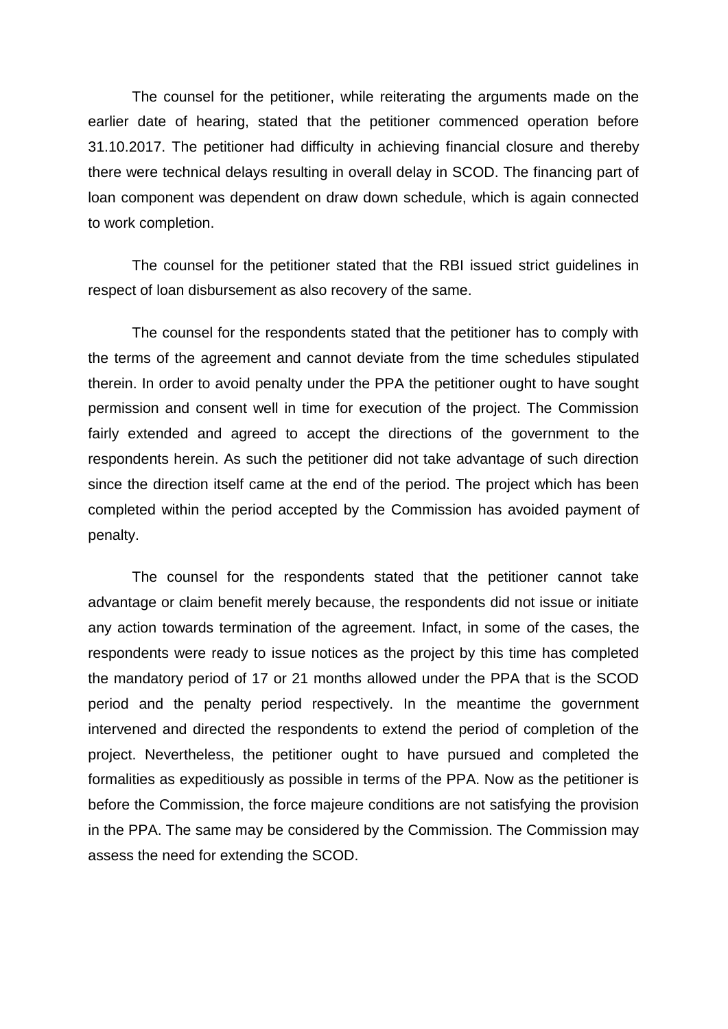The counsel for the petitioner, while reiterating the arguments made on the earlier date of hearing, stated that the petitioner commenced operation before 31.10.2017. The petitioner had difficulty in achieving financial closure and thereby there were technical delays resulting in overall delay in SCOD. The financing part of loan component was dependent on draw down schedule, which is again connected to work completion.

The counsel for the petitioner stated that the RBI issued strict guidelines in respect of loan disbursement as also recovery of the same.

The counsel for the respondents stated that the petitioner has to comply with the terms of the agreement and cannot deviate from the time schedules stipulated therein. In order to avoid penalty under the PPA the petitioner ought to have sought permission and consent well in time for execution of the project. The Commission fairly extended and agreed to accept the directions of the government to the respondents herein. As such the petitioner did not take advantage of such direction since the direction itself came at the end of the period. The project which has been completed within the period accepted by the Commission has avoided payment of penalty.

The counsel for the respondents stated that the petitioner cannot take advantage or claim benefit merely because, the respondents did not issue or initiate any action towards termination of the agreement. Infact, in some of the cases, the respondents were ready to issue notices as the project by this time has completed the mandatory period of 17 or 21 months allowed under the PPA that is the SCOD period and the penalty period respectively. In the meantime the government intervened and directed the respondents to extend the period of completion of the project. Nevertheless, the petitioner ought to have pursued and completed the formalities as expeditiously as possible in terms of the PPA. Now as the petitioner is before the Commission, the force majeure conditions are not satisfying the provision in the PPA. The same may be considered by the Commission. The Commission may assess the need for extending the SCOD.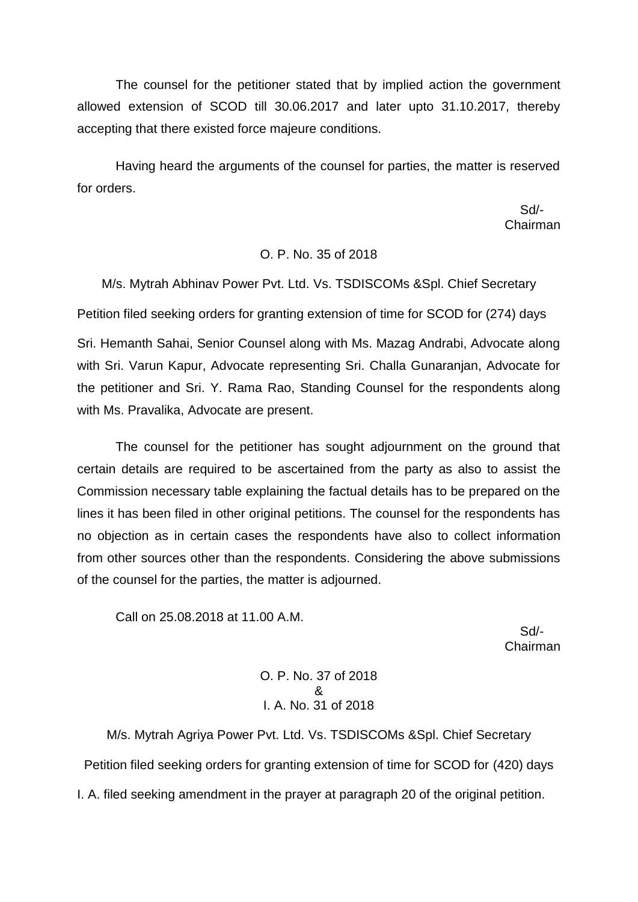The counsel for the petitioner stated that by implied action the government allowed extension of SCOD till 30.06.2017 and later upto 31.10.2017, thereby accepting that there existed force majeure conditions.

Having heard the arguments of the counsel for parties, the matter is reserved for orders.

Sd/-
Chairman

O. P. No. 35 of 2018

M/s. Mytrah Abhinav Power Pvt. Ltd. Vs. TSDISCOMs &Spl. Chief Secretary

Petition filed seeking orders for granting extension of time for SCOD for (274) days

Sri. Hemanth Sahai, Senior Counsel along with Ms. Mazag Andrabi, Advocate along with Sri. Varun Kapur, Advocate representing Sri. Challa Gunaranjan, Advocate for the petitioner and Sri. Y. Rama Rao, Standing Counsel for the respondents along with Ms. Pravalika, Advocate are present.

The counsel for the petitioner has sought adjournment on the ground that certain details are required to be ascertained from the party as also to assist the Commission necessary table explaining the factual details has to be prepared on the lines it has been filed in other original petitions. The counsel for the respondents has no objection as in certain cases the respondents have also to collect information from other sources other than the respondents. Considering the above submissions of the counsel for the parties, the matter is adjourned.

Call on 25.08.2018 at 11.00 A.M.

Sd/-
Chairman

O. P. No. 37 of 2018
&
I. A. No. 31 of 2018

M/s. Mytrah Agriya Power Pvt. Ltd. Vs. TSDISCOMs &Spl. Chief Secretary

Petition filed seeking orders for granting extension of time for SCOD for (420) days

I. A. filed seeking amendment in the prayer at paragraph 20 of the original petition.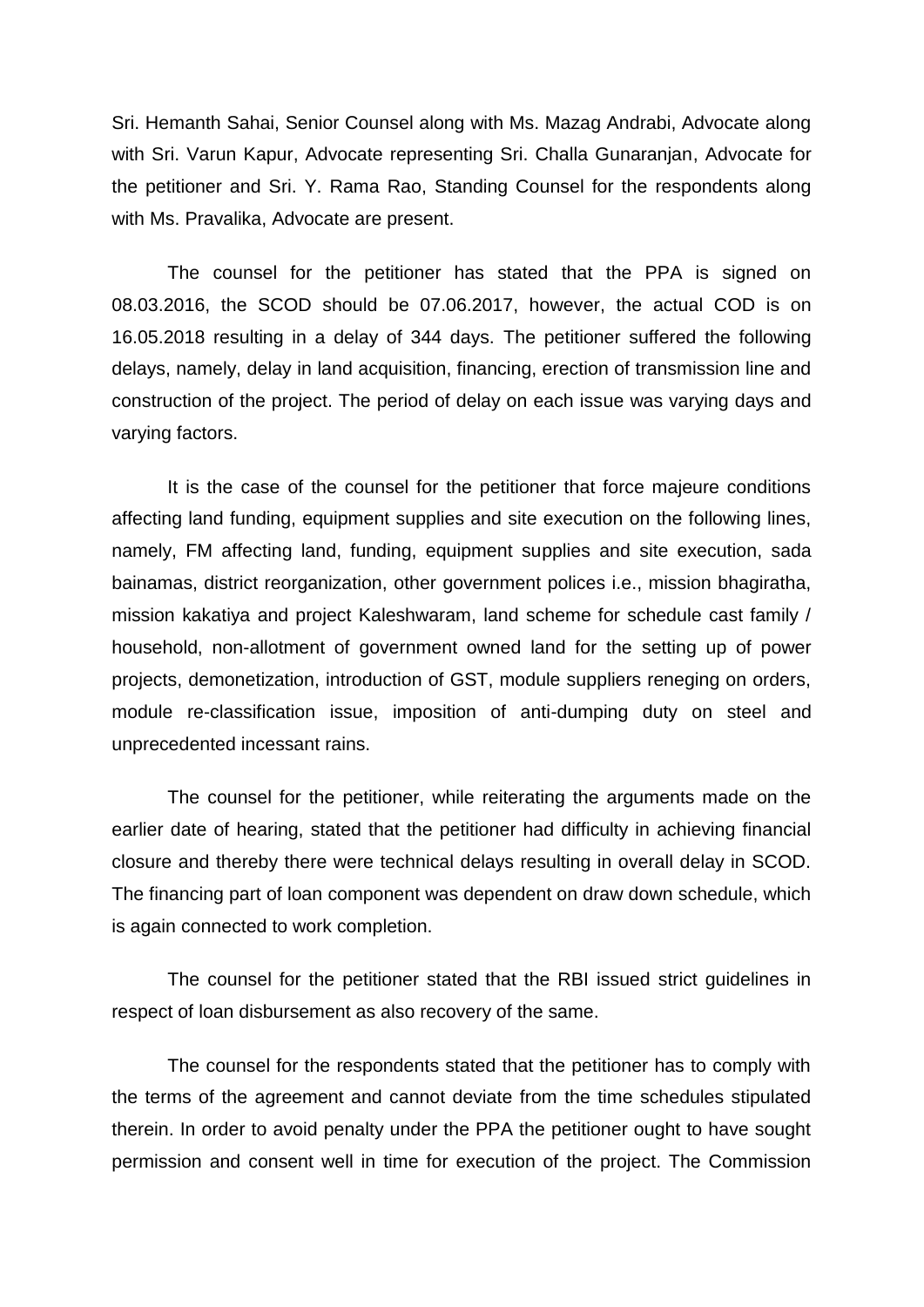Sri. Hemanth Sahai, Senior Counsel along with Ms. Mazag Andrabi, Advocate along with Sri. Varun Kapur, Advocate representing Sri. Challa Gunaranjan, Advocate for the petitioner and Sri. Y. Rama Rao, Standing Counsel for the respondents along with Ms. Pravalika, Advocate are present.

The counsel for the petitioner has stated that the PPA is signed on 08.03.2016, the SCOD should be 07.06.2017, however, the actual COD is on 16.05.2018 resulting in a delay of 344 days. The petitioner suffered the following delays, namely, delay in land acquisition, financing, erection of transmission line and construction of the project. The period of delay on each issue was varying days and varying factors.

It is the case of the counsel for the petitioner that force majeure conditions affecting land funding, equipment supplies and site execution on the following lines, namely, FM affecting land, funding, equipment supplies and site execution, sada bainamas, district reorganization, other government polices i.e., mission bhagiratha, mission kakatiya and project Kaleshwaram, land scheme for schedule cast family / household, non-allotment of government owned land for the setting up of power projects, demonetization, introduction of GST, module suppliers reneging on orders, module re-classification issue, imposition of anti-dumping duty on steel and unprecedented incessant rains.

The counsel for the petitioner, while reiterating the arguments made on the earlier date of hearing, stated that the petitioner had difficulty in achieving financial closure and thereby there were technical delays resulting in overall delay in SCOD. The financing part of loan component was dependent on draw down schedule, which is again connected to work completion.

The counsel for the petitioner stated that the RBI issued strict guidelines in respect of loan disbursement as also recovery of the same.

The counsel for the respondents stated that the petitioner has to comply with the terms of the agreement and cannot deviate from the time schedules stipulated therein. In order to avoid penalty under the PPA the petitioner ought to have sought permission and consent well in time for execution of the project. The Commission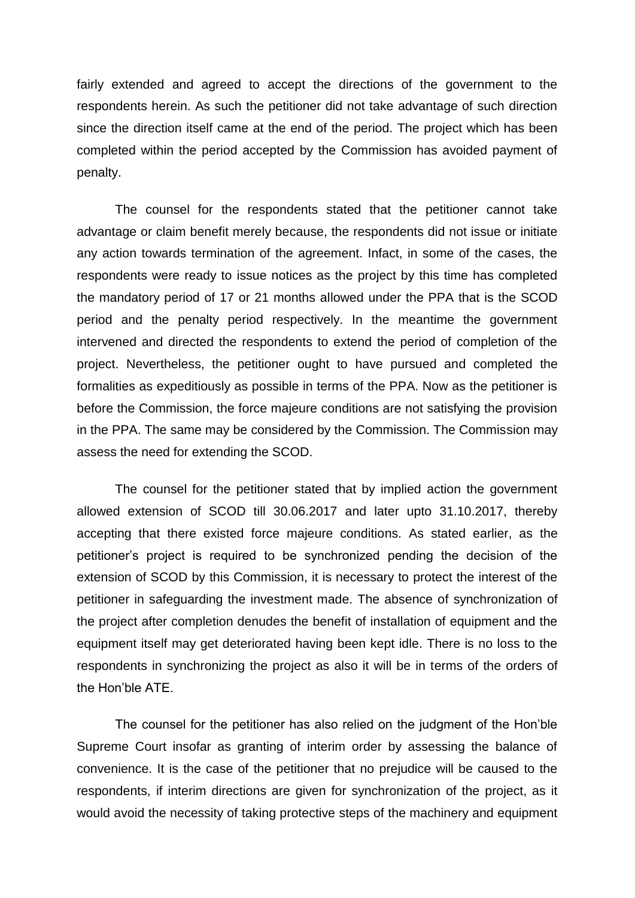fairly extended and agreed to accept the directions of the government to the respondents herein. As such the petitioner did not take advantage of such direction since the direction itself came at the end of the period. The project which has been completed within the period accepted by the Commission has avoided payment of penalty.

The counsel for the respondents stated that the petitioner cannot take advantage or claim benefit merely because, the respondents did not issue or initiate any action towards termination of the agreement. Infact, in some of the cases, the respondents were ready to issue notices as the project by this time has completed the mandatory period of 17 or 21 months allowed under the PPA that is the SCOD period and the penalty period respectively. In the meantime the government intervened and directed the respondents to extend the period of completion of the project. Nevertheless, the petitioner ought to have pursued and completed the formalities as expeditiously as possible in terms of the PPA. Now as the petitioner is before the Commission, the force majeure conditions are not satisfying the provision in the PPA. The same may be considered by the Commission. The Commission may assess the need for extending the SCOD.

The counsel for the petitioner stated that by implied action the government allowed extension of SCOD till 30.06.2017 and later upto 31.10.2017, thereby accepting that there existed force majeure conditions. As stated earlier, as the petitioner's project is required to be synchronized pending the decision of the extension of SCOD by this Commission, it is necessary to protect the interest of the petitioner in safeguarding the investment made. The absence of synchronization of the project after completion denudes the benefit of installation of equipment and the equipment itself may get deteriorated having been kept idle. There is no loss to the respondents in synchronizing the project as also it will be in terms of the orders of the Hon'ble ATE.

The counsel for the petitioner has also relied on the judgment of the Hon'ble Supreme Court insofar as granting of interim order by assessing the balance of convenience. It is the case of the petitioner that no prejudice will be caused to the respondents, if interim directions are given for synchronization of the project, as it would avoid the necessity of taking protective steps of the machinery and equipment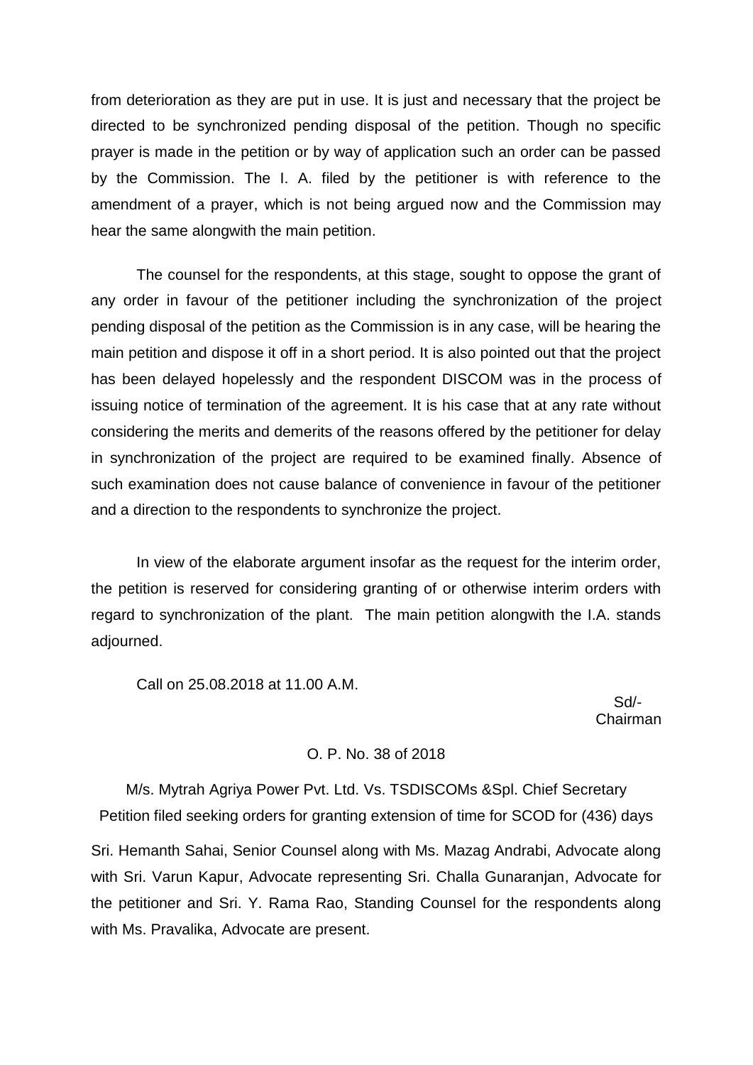from deterioration as they are put in use. It is just and necessary that the project be directed to be synchronized pending disposal of the petition. Though no specific prayer is made in the petition or by way of application such an order can be passed by the Commission. The I. A. filed by the petitioner is with reference to the amendment of a prayer, which is not being argued now and the Commission may hear the same alongwith the main petition.

The counsel for the respondents, at this stage, sought to oppose the grant of any order in favour of the petitioner including the synchronization of the project pending disposal of the petition as the Commission is in any case, will be hearing the main petition and dispose it off in a short period. It is also pointed out that the project has been delayed hopelessly and the respondent DISCOM was in the process of issuing notice of termination of the agreement. It is his case that at any rate without considering the merits and demerits of the reasons offered by the petitioner for delay in synchronization of the project are required to be examined finally. Absence of such examination does not cause balance of convenience in favour of the petitioner and a direction to the respondents to synchronize the project.

In view of the elaborate argument insofar as the request for the interim order, the petition is reserved for considering granting of or otherwise interim orders with regard to synchronization of the plant. The main petition alongwith the I.A. stands adjourned.

Call on 25.08.2018 at 11.00 A.M.

Sd/-
Chairman

O. P. No. 38 of 2018

M/s. Mytrah Agriya Power Pvt. Ltd. Vs. TSDISCOMs &Spl. Chief Secretary
Petition filed seeking orders for granting extension of time for SCOD for (436) days

Sri. Hemanth Sahai, Senior Counsel along with Ms. Mazag Andrabi, Advocate along with Sri. Varun Kapur, Advocate representing Sri. Challa Gunaranjan, Advocate for the petitioner and Sri. Y. Rama Rao, Standing Counsel for the respondents along with Ms. Pravalika, Advocate are present.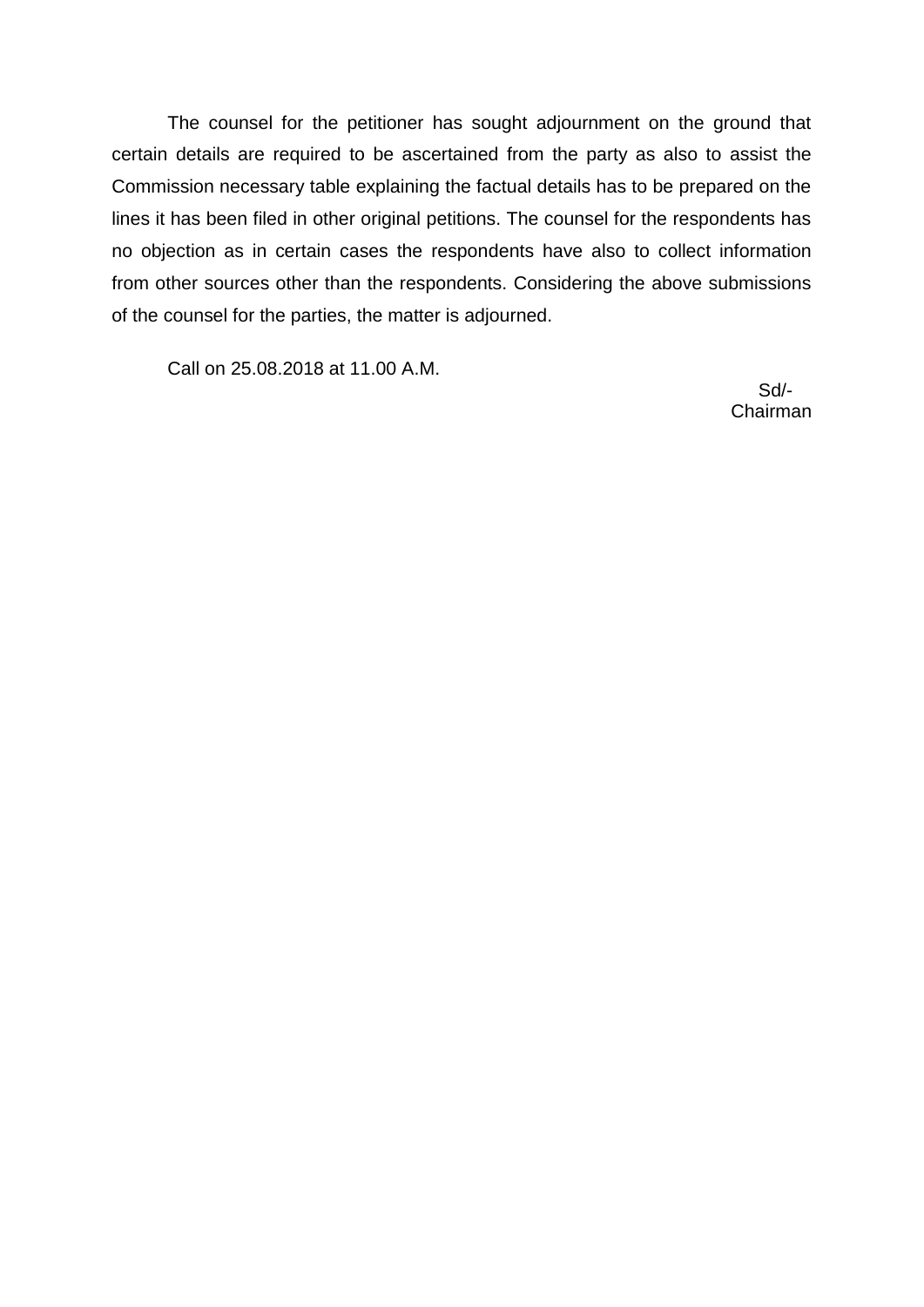The counsel for the petitioner has sought adjournment on the ground that certain details are required to be ascertained from the party as also to assist the Commission necessary table explaining the factual details has to be prepared on the lines it has been filed in other original petitions. The counsel for the respondents has no objection as in certain cases the respondents have also to collect information from other sources other than the respondents. Considering the above submissions of the counsel for the parties, the matter is adjourned.

Call on 25.08.2018 at 11.00 A.M.

Sd/-
Chairman